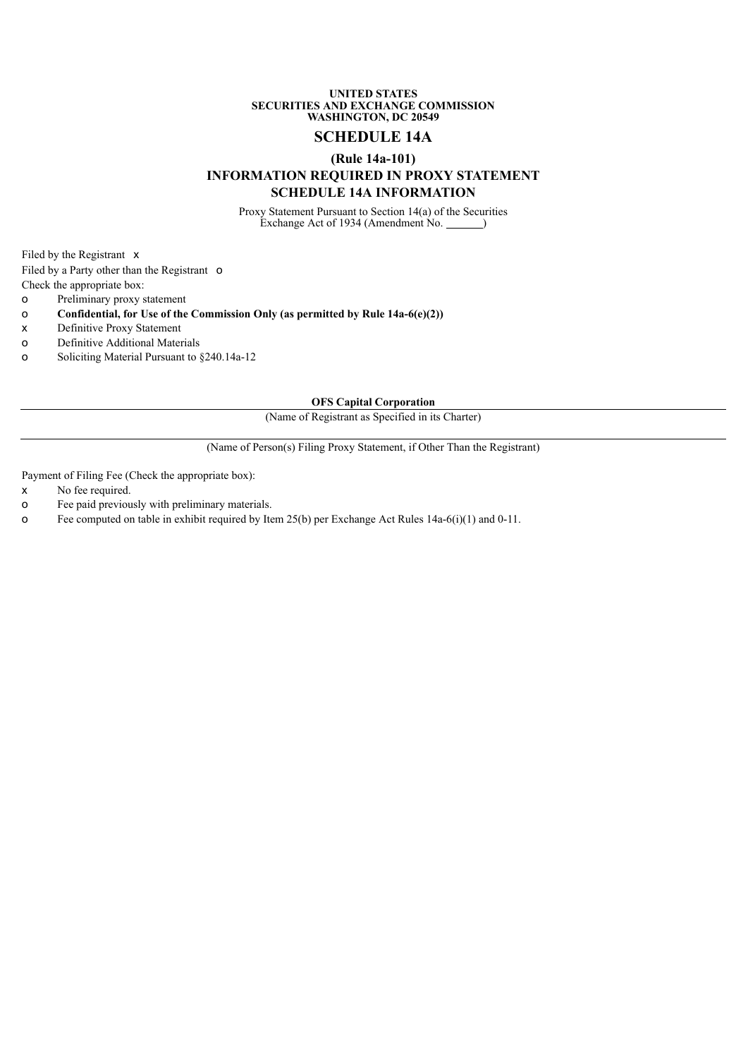**UNITED STATES**
**SECURITIES AND EXCHANGE COMMISSION**
**WASHINGTON, DC 20549**

# SCHEDULE 14A

## (Rule 14a-101)

## INFORMATION REQUIRED IN PROXY STATEMENT
## SCHEDULE 14A INFORMATION

Proxy Statement Pursuant to Section 14(a) of the Securities Exchange Act of 1934 (Amendment No. \_\_\_\_\_\_)

Filed by the Registrant x

Filed by a Party other than the Registrant o

Check the appropriate box:

o Preliminary proxy statement

o **Confidential, for Use of the Commission Only (as permitted by Rule 14a-6(e)(2))**

x Definitive Proxy Statement

o Definitive Additional Materials

o Soliciting Material Pursuant to §240.14a-12

**OFS Capital Corporation**

(Name of Registrant as Specified in its Charter)

(Name of Person(s) Filing Proxy Statement, if Other Than the Registrant)

Payment of Filing Fee (Check the appropriate box):

x No fee required.

o Fee paid previously with preliminary materials.

o Fee computed on table in exhibit required by Item 25(b) per Exchange Act Rules 14a-6(i)(1) and 0-11.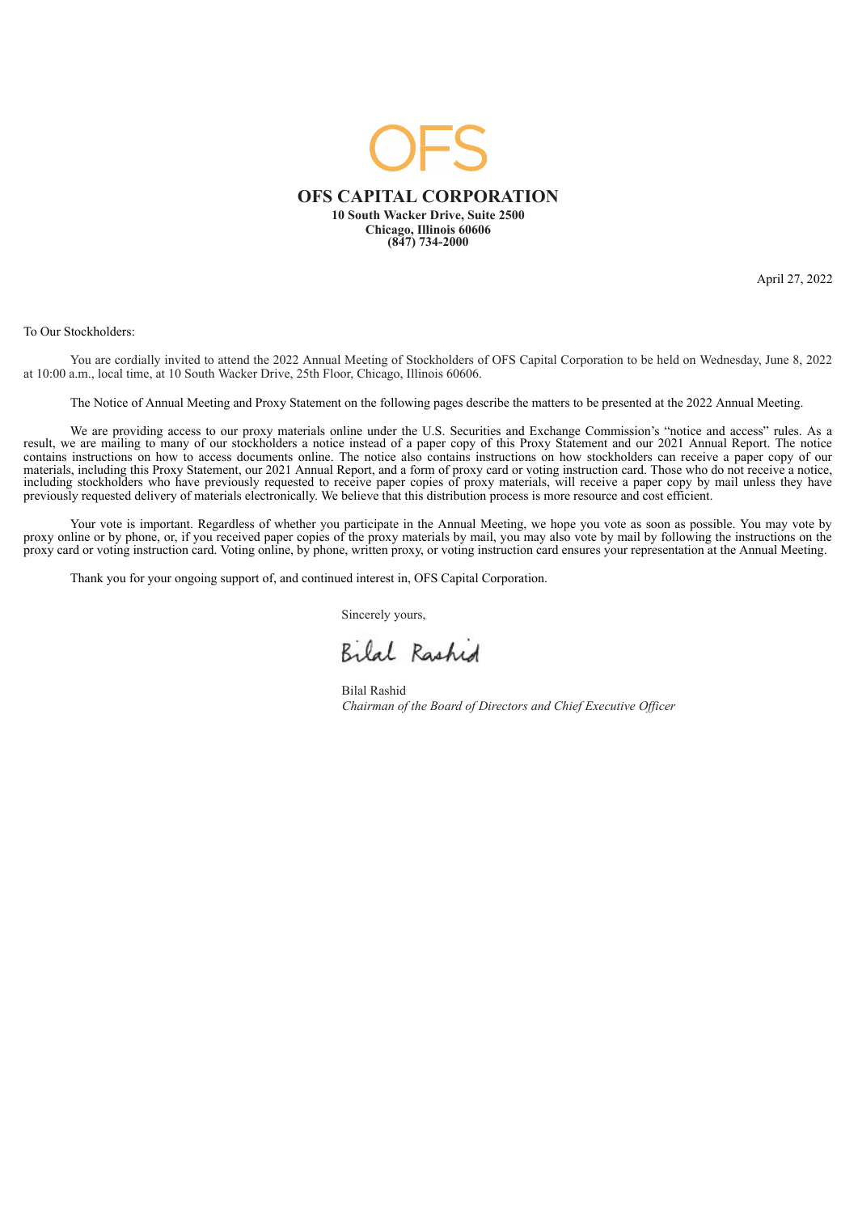OFS

# OFS CAPITAL CORPORATION

**10 South Wacker Drive, Suite 2500**
**Chicago, Illinois 60606**
**(847) 734-2000**

April 27, 2022

To Our Stockholders:

You are cordially invited to attend the 2022 Annual Meeting of Stockholders of OFS Capital Corporation to be held on Wednesday, June 8, 2022 at 10:00 a.m., local time, at 10 South Wacker Drive, 25th Floor, Chicago, Illinois 60606.

The Notice of Annual Meeting and Proxy Statement on the following pages describe the matters to be presented at the 2022 Annual Meeting.

We are providing access to our proxy materials online under the U.S. Securities and Exchange Commission's "notice and access" rules. As a result, we are mailing to many of our stockholders a notice instead of a paper copy of this Proxy Statement and our 2021 Annual Report. The notice contains instructions on how to access documents online. The notice also contains instructions on how stockholders can receive a paper copy of our materials, including this Proxy Statement, our 2021 Annual Report, and a form of proxy card or voting instruction card. Those who do not receive a notice, including stockholders who have previously requested to receive paper copies of proxy materials, will receive a paper copy by mail unless they have previously requested delivery of materials electronically. We believe that this distribution process is more resource and cost efficient.

Your vote is important. Regardless of whether you participate in the Annual Meeting, we hope you vote as soon as possible. You may vote by proxy online or by phone, or, if you received paper copies of the proxy materials by mail, you may also vote by mail by following the instructions on the proxy card or voting instruction card. Voting online, by phone, written proxy, or voting instruction card ensures your representation at the Annual Meeting.

Thank you for your ongoing support of, and continued interest in, OFS Capital Corporation.

Sincerely yours,

Bilal Rashid

Bilal Rashid
*Chairman of the Board of Directors and Chief Executive Officer*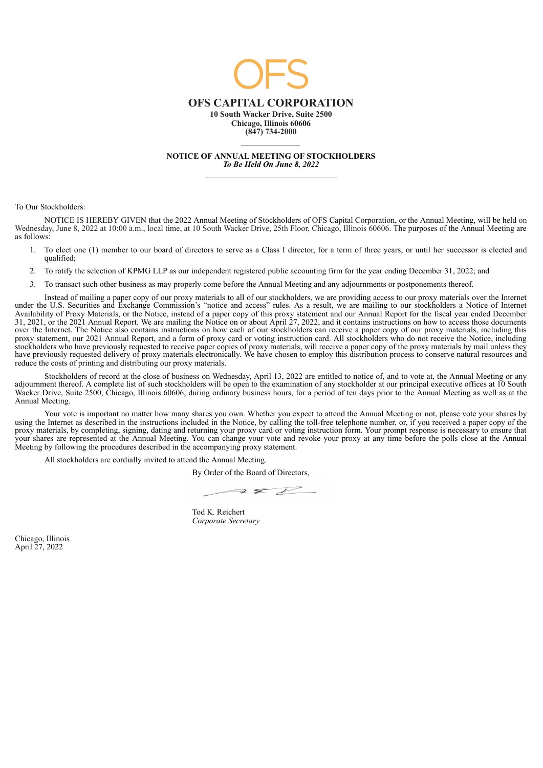OFS

# OFS CAPITAL CORPORATION

**10 South Wacker Drive, Suite 2500**
**Chicago, Illinois 60606**
**(847) 734-2000**

## NOTICE OF ANNUAL MEETING OF STOCKHOLDERS

***To Be Held On June 8, 2022***

To Our Stockholders:

NOTICE IS HEREBY GIVEN that the 2022 Annual Meeting of Stockholders of OFS Capital Corporation, or the Annual Meeting, will be held on Wednesday, June 8, 2022 at 10:00 a.m., local time, at 10 South Wacker Drive, 25th Floor, Chicago, Illinois 60606. The purposes of the Annual Meeting are as follows:

1. To elect one (1) member to our board of directors to serve as a Class I director, for a term of three years, or until her successor is elected and qualified;
2. To ratify the selection of KPMG LLP as our independent registered public accounting firm for the year ending December 31, 2022; and
3. To transact such other business as may properly come before the Annual Meeting and any adjournments or postponements thereof.

Instead of mailing a paper copy of our proxy materials to all of our stockholders, we are providing access to our proxy materials over the Internet under the U.S. Securities and Exchange Commission's "notice and access" rules. As a result, we are mailing to our stockholders a Notice of Internet Availability of Proxy Materials, or the Notice, instead of a paper copy of this proxy statement and our Annual Report for the fiscal year ended December 31, 2021, or the 2021 Annual Report. We are mailing the Notice on or about April 27, 2022, and it contains instructions on how to access those documents over the Internet. The Notice also contains instructions on how each of our stockholders can receive a paper copy of our proxy materials, including this proxy statement, our 2021 Annual Report, and a form of proxy card or voting instruction card. All stockholders who do not receive the Notice, including stockholders who have previously requested to receive paper copies of proxy materials, will receive a paper copy of the proxy materials by mail unless they have previously requested delivery of proxy materials electronically. We have chosen to employ this distribution process to conserve natural resources and reduce the costs of printing and distributing our proxy materials.

Stockholders of record at the close of business on Wednesday, April 13, 2022 are entitled to notice of, and to vote at, the Annual Meeting or any adjournment thereof. A complete list of such stockholders will be open to the examination of any stockholder at our principal executive offices at 10 South Wacker Drive, Suite 2500, Chicago, Illinois 60606, during ordinary business hours, for a period of ten days prior to the Annual Meeting as well as at the Annual Meeting.

Your vote is important no matter how many shares you own. Whether you expect to attend the Annual Meeting or not, please vote your shares by using the Internet as described in the instructions included in the Notice, by calling the toll-free telephone number, or, if you received a paper copy of the proxy materials, by completing, signing, dating and returning your proxy card or voting instruction form. Your prompt response is necessary to ensure that your shares are represented at the Annual Meeting. You can change your vote and revoke your proxy at any time before the polls close at the Annual Meeting by following the procedures described in the accompanying proxy statement.

All stockholders are cordially invited to attend the Annual Meeting.

By Order of the Board of Directors,

Tod K. Reichert
*Corporate Secretary*

Chicago, Illinois
April 27, 2022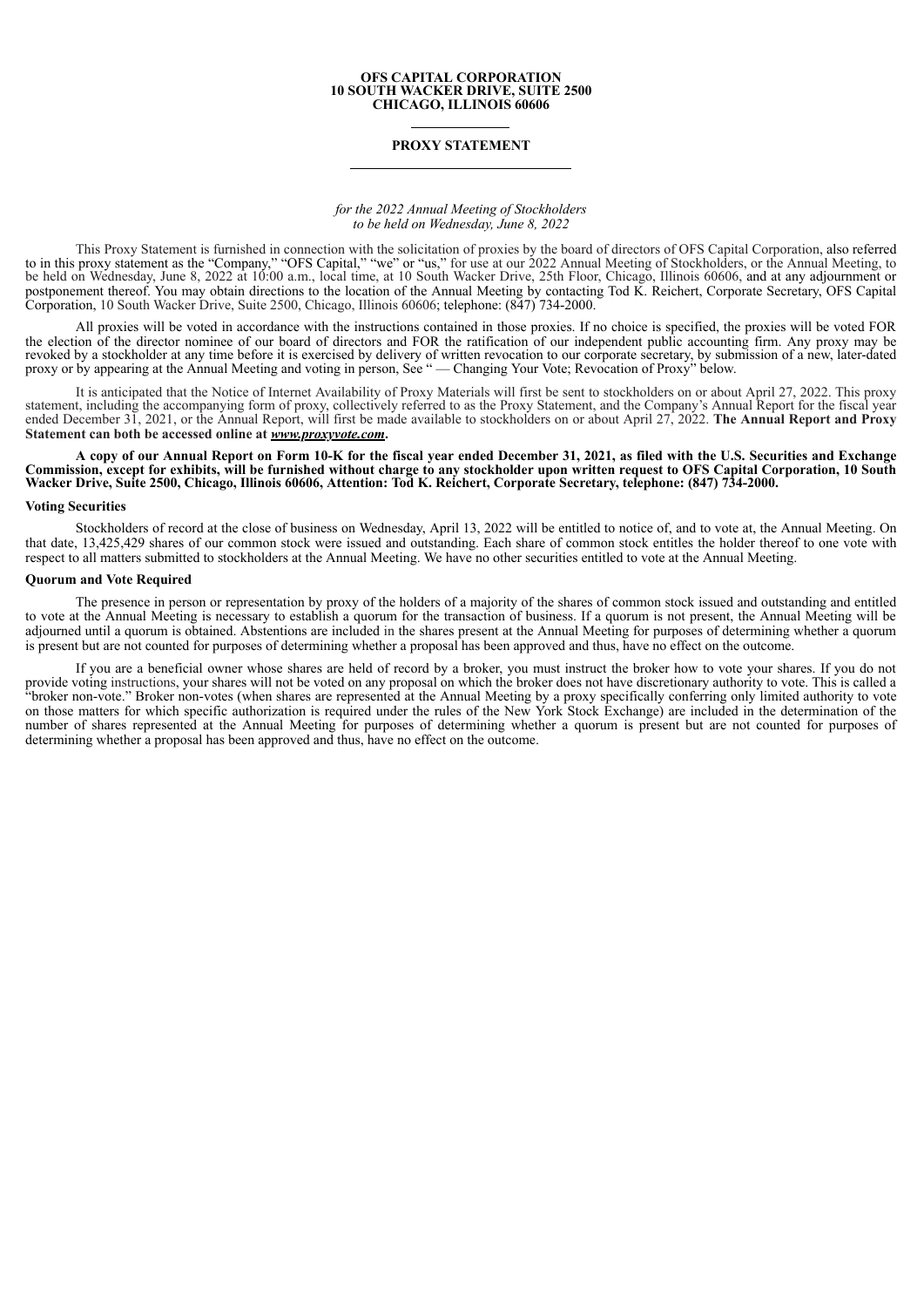**OFS CAPITAL CORPORATION**
**10 SOUTH WACKER DRIVE, SUITE 2500**
**CHICAGO, ILLINOIS 60606**

---

# PROXY STATEMENT

---

*for the 2022 Annual Meeting of Stockholders*
*to be held on Wednesday, June 8, 2022*

This Proxy Statement is furnished in connection with the solicitation of proxies by the board of directors of OFS Capital Corporation, also referred to in this proxy statement as the "Company," "OFS Capital," "we" or "us," for use at our 2022 Annual Meeting of Stockholders, or the Annual Meeting, to be held on Wednesday, June 8, 2022 at 10:00 a.m., local time, at 10 South Wacker Drive, 25th Floor, Chicago, Illinois 60606, and at any adjournment or postponement thereof. You may obtain directions to the location of the Annual Meeting by contacting Tod K. Reichert, Corporate Secretary, OFS Capital Corporation, 10 South Wacker Drive, Suite 2500, Chicago, Illinois 60606; telephone: (847) 734-2000.

All proxies will be voted in accordance with the instructions contained in those proxies. If no choice is specified, the proxies will be voted FOR the election of the director nominee of our board of directors and FOR the ratification of our independent public accounting firm. Any proxy may be revoked by a stockholder at any time before it is exercised by delivery of written revocation to our corporate secretary, by submission of a new, later-dated proxy or by appearing at the Annual Meeting and voting in person, See " — Changing Your Vote; Revocation of Proxy" below.

It is anticipated that the Notice of Internet Availability of Proxy Materials will first be sent to stockholders on or about April 27, 2022. This proxy statement, including the accompanying form of proxy, collectively referred to as the Proxy Statement, and the Company's Annual Report for the fiscal year ended December 31, 2021, or the Annual Report, will first be made available to stockholders on or about April 27, 2022. **The Annual Report and Proxy Statement can both be accessed online at *www.proxyvote.com*.**

**A copy of our Annual Report on Form 10-K for the fiscal year ended December 31, 2021, as filed with the U.S. Securities and Exchange Commission, except for exhibits, will be furnished without charge to any stockholder upon written request to OFS Capital Corporation, 10 South Wacker Drive, Suite 2500, Chicago, Illinois 60606, Attention: Tod K. Reichert, Corporate Secretary, telephone: (847) 734-2000.**

### Voting Securities

Stockholders of record at the close of business on Wednesday, April 13, 2022 will be entitled to notice of, and to vote at, the Annual Meeting. On that date, 13,425,429 shares of our common stock were issued and outstanding. Each share of common stock entitles the holder thereof to one vote with respect to all matters submitted to stockholders at the Annual Meeting. We have no other securities entitled to vote at the Annual Meeting.

### Quorum and Vote Required

The presence in person or representation by proxy of the holders of a majority of the shares of common stock issued and outstanding and entitled to vote at the Annual Meeting is necessary to establish a quorum for the transaction of business. If a quorum is not present, the Annual Meeting will be adjourned until a quorum is obtained. Abstentions are included in the shares present at the Annual Meeting for purposes of determining whether a quorum is present but are not counted for purposes of determining whether a proposal has been approved and thus, have no effect on the outcome.

If you are a beneficial owner whose shares are held of record by a broker, you must instruct the broker how to vote your shares. If you do not provide voting instructions, your shares will not be voted on any proposal on which the broker does not have discretionary authority to vote. This is called a "broker non-vote." Broker non-votes (when shares are represented at the Annual Meeting by a proxy specifically conferring only limited authority to vote on those matters for which specific authorization is required under the rules of the New York Stock Exchange) are included in the determination of the number of shares represented at the Annual Meeting for purposes of determining whether a quorum is present but are not counted for purposes of determining whether a proposal has been approved and thus, have no effect on the outcome.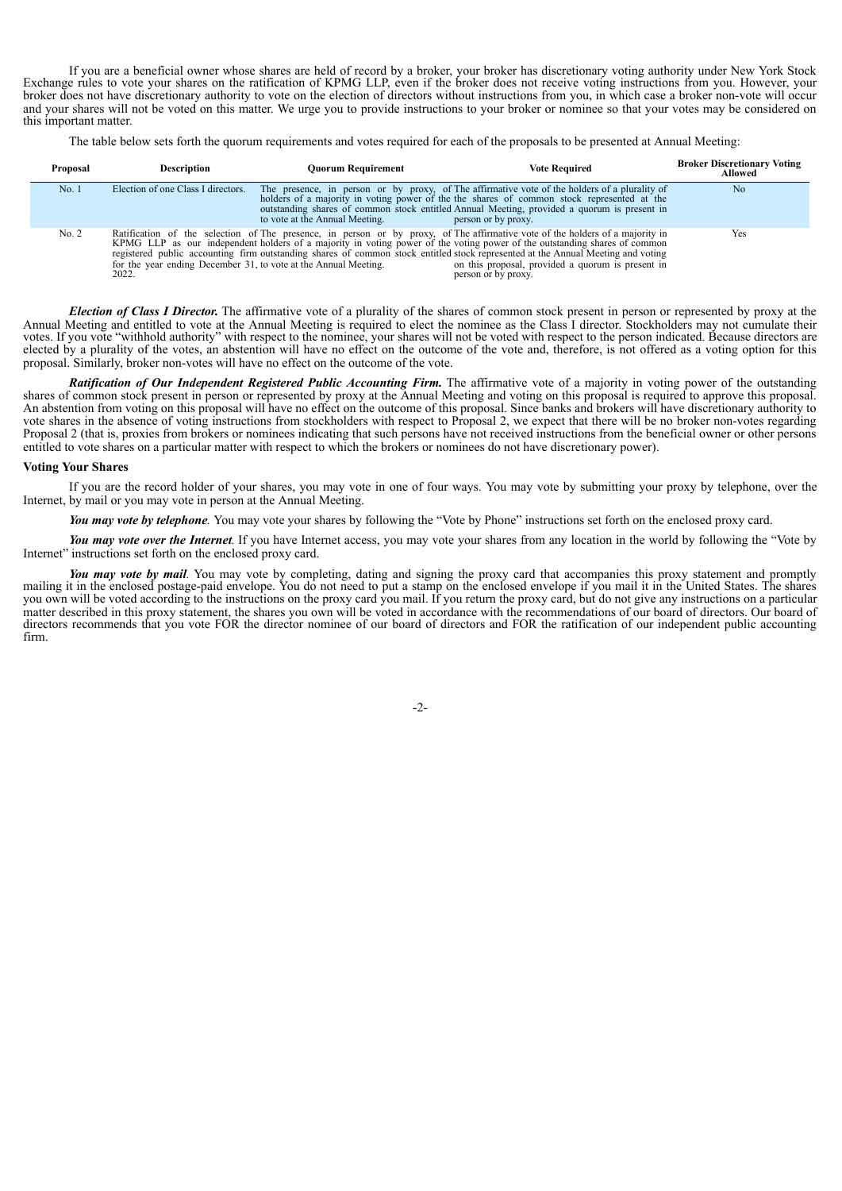If you are a beneficial owner whose shares are held of record by a broker, your broker has discretionary voting authority under New York Stock Exchange rules to vote your shares on the ratification of KPMG LLP, even if the broker does not receive voting instructions from you. However, your broker does not have discretionary authority to vote on the election of directors without instructions from you, in which case a broker non-vote will occur and your shares will not be voted on this matter. We urge you to provide instructions to your broker or nominee so that your votes may be considered on this important matter.

The table below sets forth the quorum requirements and votes required for each of the proposals to be presented at Annual Meeting:

| Proposal | Description | Quorum Requirement | Vote Required | Broker Discretionary Voting Allowed |
| --- | --- | --- | --- | --- |
| No. 1 | Election of one Class I directors. | The presence, in person or by proxy, of the holders of a majority in voting power of the outstanding shares of common stock entitled to vote at the Annual Meeting. | The affirmative vote of the holders of a plurality of the shares of common stock represented at the Annual Meeting, provided a quorum is present in person or by proxy. | No |
| No. 2 | Ratification of the selection of KPMG LLP as our independent registered public accounting firm for the year ending December 31, 2022. | The presence, in person or by proxy, of the holders of a majority in voting power of the outstanding shares of common stock entitled to vote at the Annual Meeting. | The affirmative vote of the holders of a majority in voting power of the outstanding shares of common stock represented at the Annual Meeting and voting on this proposal, provided a quorum is present in person or by proxy. | Yes |

***Election of Class I Director.*** The affirmative vote of a plurality of the shares of common stock present in person or represented by proxy at the Annual Meeting and entitled to vote at the Annual Meeting is required to elect the nominee as the Class I director. Stockholders may not cumulate their votes. If you vote "withhold authority" with respect to the nominee, your shares will not be voted with respect to the person indicated. Because directors are elected by a plurality of the votes, an abstention will have no effect on the outcome of the vote and, therefore, is not offered as a voting option for this proposal. Similarly, broker non-votes will have no effect on the outcome of the vote.

***Ratification of Our Independent Registered Public Accounting Firm.*** The affirmative vote of a majority in voting power of the outstanding shares of common stock present in person or represented by proxy at the Annual Meeting and voting on this proposal is required to approve this proposal. An abstention from voting on this proposal will have no effect on the outcome of this proposal. Since banks and brokers will have discretionary authority to vote shares in the absence of voting instructions from stockholders with respect to Proposal 2, we expect that there will be no broker non-votes regarding Proposal 2 (that is, proxies from brokers or nominees indicating that such persons have not received instructions from the beneficial owner or other persons entitled to vote shares on a particular matter with respect to which the brokers or nominees do not have discretionary power).

**Voting Your Shares**

If you are the record holder of your shares, you may vote in one of four ways. You may vote by submitting your proxy by telephone, over the Internet, by mail or you may vote in person at the Annual Meeting.

***You may vote by telephone****.* You may vote your shares by following the "Vote by Phone" instructions set forth on the enclosed proxy card.

***You may vote over the Internet****.* If you have Internet access, you may vote your shares from any location in the world by following the "Vote by Internet" instructions set forth on the enclosed proxy card.

***You may vote by mail****.* You may vote by completing, dating and signing the proxy card that accompanies this proxy statement and promptly mailing it in the enclosed postage-paid envelope. You do not need to put a stamp on the enclosed envelope if you mail it in the United States. The shares you own will be voted according to the instructions on the proxy card you mail. If you return the proxy card, but do not give any instructions on a particular matter described in this proxy statement, the shares you own will be voted in accordance with the recommendations of our board of directors. Our board of directors recommends that you vote FOR the director nominee of our board of directors and FOR the ratification of our independent public accounting firm.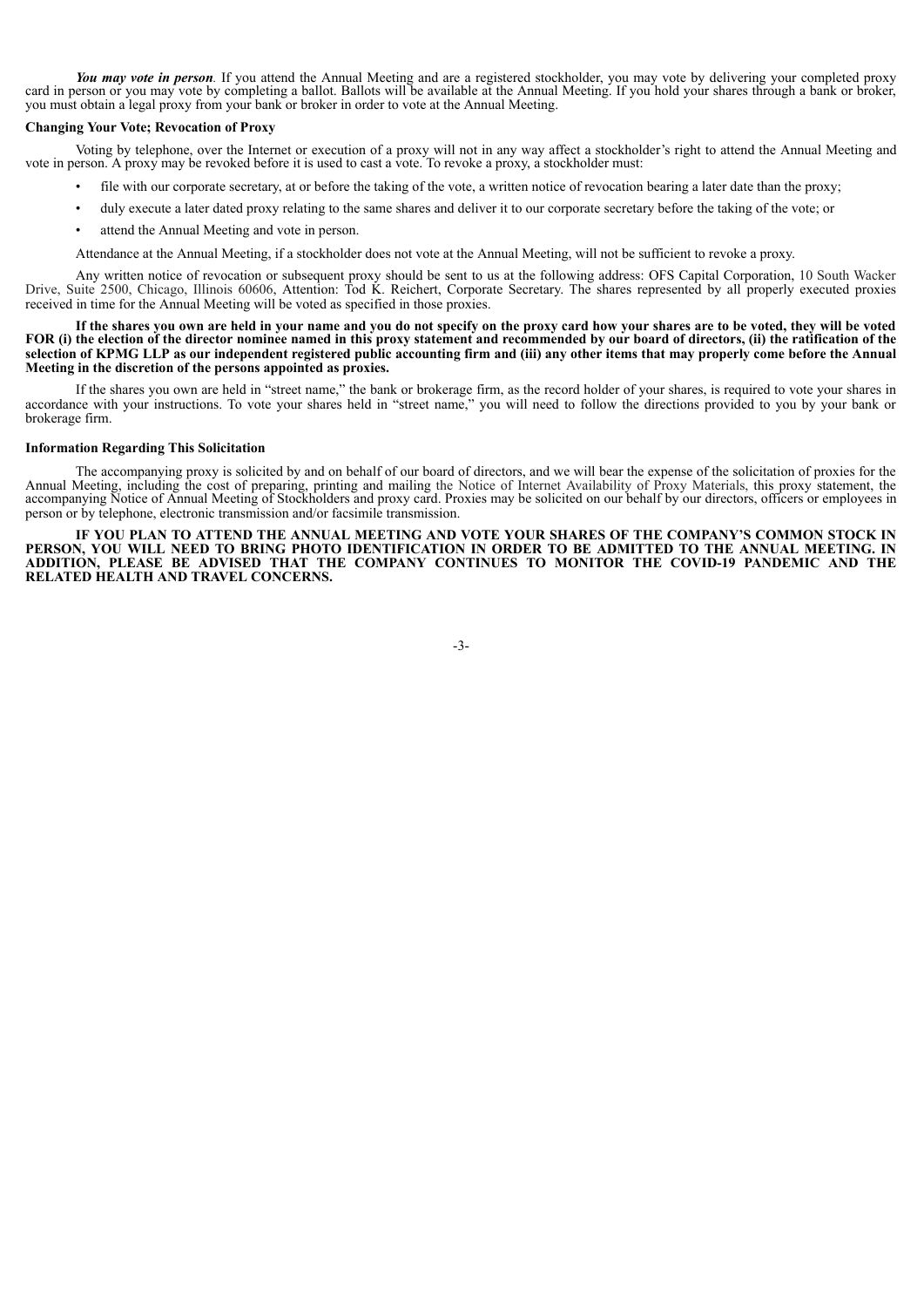***You may vote in person****.* If you attend the Annual Meeting and are a registered stockholder, you may vote by delivering your completed proxy card in person or you may vote by completing a ballot. Ballots will be available at the Annual Meeting. If you hold your shares through a bank or broker, you must obtain a legal proxy from your bank or broker in order to vote at the Annual Meeting.

**Changing Your Vote; Revocation of Proxy**

Voting by telephone, over the Internet or execution of a proxy will not in any way affect a stockholder's right to attend the Annual Meeting and vote in person. A proxy may be revoked before it is used to cast a vote. To revoke a proxy, a stockholder must:

- file with our corporate secretary, at or before the taking of the vote, a written notice of revocation bearing a later date than the proxy;
- duly execute a later dated proxy relating to the same shares and deliver it to our corporate secretary before the taking of the vote; or
- attend the Annual Meeting and vote in person.

Attendance at the Annual Meeting, if a stockholder does not vote at the Annual Meeting, will not be sufficient to revoke a proxy.

Any written notice of revocation or subsequent proxy should be sent to us at the following address: OFS Capital Corporation, 10 South Wacker Drive, Suite 2500, Chicago, Illinois 60606, Attention: Tod K. Reichert, Corporate Secretary. The shares represented by all properly executed proxies received in time for the Annual Meeting will be voted as specified in those proxies.

**If the shares you own are held in your name and you do not specify on the proxy card how your shares are to be voted, they will be voted FOR (i) the election of the director nominee named in this proxy statement and recommended by our board of directors, (ii) the ratification of the selection of KPMG LLP as our independent registered public accounting firm and (iii) any other items that may properly come before the Annual Meeting in the discretion of the persons appointed as proxies.**

If the shares you own are held in "street name," the bank or brokerage firm, as the record holder of your shares, is required to vote your shares in accordance with your instructions. To vote your shares held in "street name," you will need to follow the directions provided to you by your bank or brokerage firm.

**Information Regarding This Solicitation**

The accompanying proxy is solicited by and on behalf of our board of directors, and we will bear the expense of the solicitation of proxies for the Annual Meeting, including the cost of preparing, printing and mailing the Notice of Internet Availability of Proxy Materials, this proxy statement, the accompanying Notice of Annual Meeting of Stockholders and proxy card. Proxies may be solicited on our behalf by our directors, officers or employees in person or by telephone, electronic transmission and/or facsimile transmission.

**IF YOU PLAN TO ATTEND THE ANNUAL MEETING AND VOTE YOUR SHARES OF THE COMPANY'S COMMON STOCK IN PERSON, YOU WILL NEED TO BRING PHOTO IDENTIFICATION IN ORDER TO BE ADMITTED TO THE ANNUAL MEETING. IN ADDITION, PLEASE BE ADVISED THAT THE COMPANY CONTINUES TO MONITOR THE COVID-19 PANDEMIC AND THE RELATED HEALTH AND TRAVEL CONCERNS.**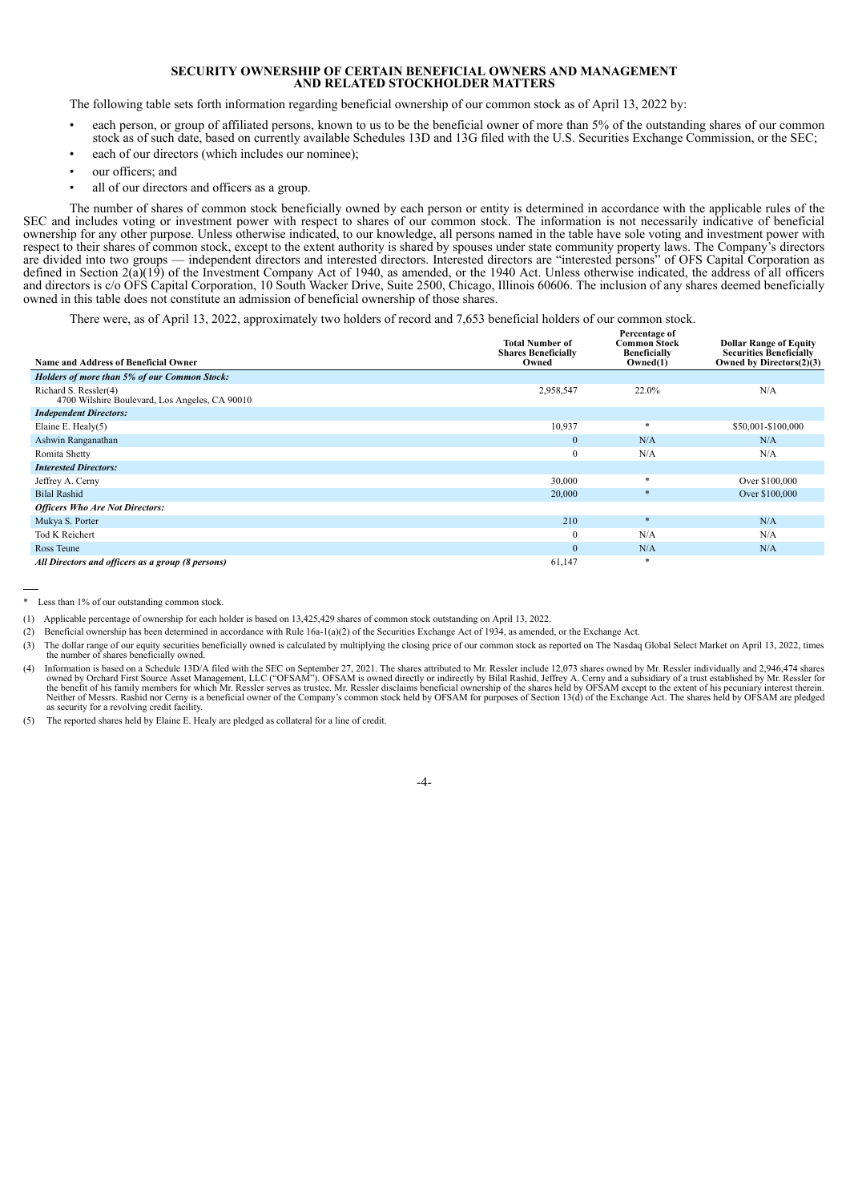## SECURITY OWNERSHIP OF CERTAIN BENEFICIAL OWNERS AND MANAGEMENT AND RELATED STOCKHOLDER MATTERS

The following table sets forth information regarding beneficial ownership of our common stock as of April 13, 2022 by:

- each person, or group of affiliated persons, known to us to be the beneficial owner of more than 5% of the outstanding shares of our common stock as of such date, based on currently available Schedules 13D and 13G filed with the U.S. Securities Exchange Commission, or the SEC;
- each of our directors (which includes our nominee);
- our officers; and
- all of our directors and officers as a group.

The number of shares of common stock beneficially owned by each person or entity is determined in accordance with the applicable rules of the SEC and includes voting or investment power with respect to shares of our common stock. The information is not necessarily indicative of beneficial ownership for any other purpose. Unless otherwise indicated, to our knowledge, all persons named in the table have sole voting and investment power with respect to their shares of common stock, except to the extent authority is shared by spouses under state community property laws. The Company's directors are divided into two groups — independent directors and interested directors. Interested directors are "interested persons" of OFS Capital Corporation as defined in Section 2(a)(19) of the Investment Company Act of 1940, as amended, or the 1940 Act. Unless otherwise indicated, the address of all officers and directors is c/o OFS Capital Corporation, 10 South Wacker Drive, Suite 2500, Chicago, Illinois 60606. The inclusion of any shares deemed beneficially owned in this table does not constitute an admission of beneficial ownership of those shares.

There were, as of April 13, 2022, approximately two holders of record and 7,653 beneficial holders of our common stock.

| Name and Address of Beneficial Owner | Total Number of Shares Beneficially Owned | Percentage of Common Stock Beneficially Owned(1) | Dollar Range of Equity Securities Beneficially Owned by Directors(2)(3) |
|---|---|---|---|
| ***Holders of more than 5% of our Common Stock:*** | | | |
| Richard S. Ressler(4)<br>4700 Wilshire Boulevard, Los Angeles, CA 90010 | 2,958,547 | 22.0% | N/A |
| ***Independent Directors:*** | | | |
| Elaine E. Healy(5) | 10,937 | * | $50,001-$100,000 |
| Ashwin Ranganathan | 0 | N/A | N/A |
| Romita Shetty | 0 | N/A | N/A |
| ***Interested Directors:*** | | | |
| Jeffrey A. Cerny | 30,000 | * | Over $100,000 |
| Bilal Rashid | 20,000 | * | Over $100,000 |
| ***Officers Who Are Not Directors:*** | | | |
| Mukya S. Porter | 210 | * | N/A |
| Tod K Reichert | 0 | N/A | N/A |
| Ross Teune | 0 | N/A | N/A |
| ***All Directors and officers as a group (8 persons)*** | 61,147 | * | |

\* Less than 1% of our outstanding common stock.

(1) Applicable percentage of ownership for each holder is based on 13,425,429 shares of common stock outstanding on April 13, 2022.

(2) Beneficial ownership has been determined in accordance with Rule 16a-1(a)(2) of the Securities Exchange Act of 1934, as amended, or the Exchange Act.

(3) The dollar range of our equity securities beneficially owned is calculated by multiplying the closing price of our common stock as reported on The Nasdaq Global Select Market on April 13, 2022, times the number of shares beneficially owned.

(4) Information is based on a Schedule 13D/A filed with the SEC on September 27, 2021. The shares attributed to Mr. Ressler include 12,073 shares owned by Mr. Ressler individually and 2,946,474 shares owned by Orchard First Source Asset Management, LLC ("OFSAM"). OFSAM is owned directly or indirectly by Bilal Rashid, Jeffrey A. Cerny and a subsidiary of a trust established by Mr. Ressler for the benefit of his family members for which Mr. Ressler serves as trustee. Mr. Ressler disclaims beneficial ownership of the shares held by OFSAM except to the extent of his pecuniary interest therein. Neither of Messrs. Rashid nor Cerny is a beneficial owner of the Company's common stock held by OFSAM for purposes of Section 13(d) of the Exchange Act. The shares held by OFSAM are pledged as security for a revolving credit facility.

(5) The reported shares held by Elaine E. Healy are pledged as collateral for a line of credit.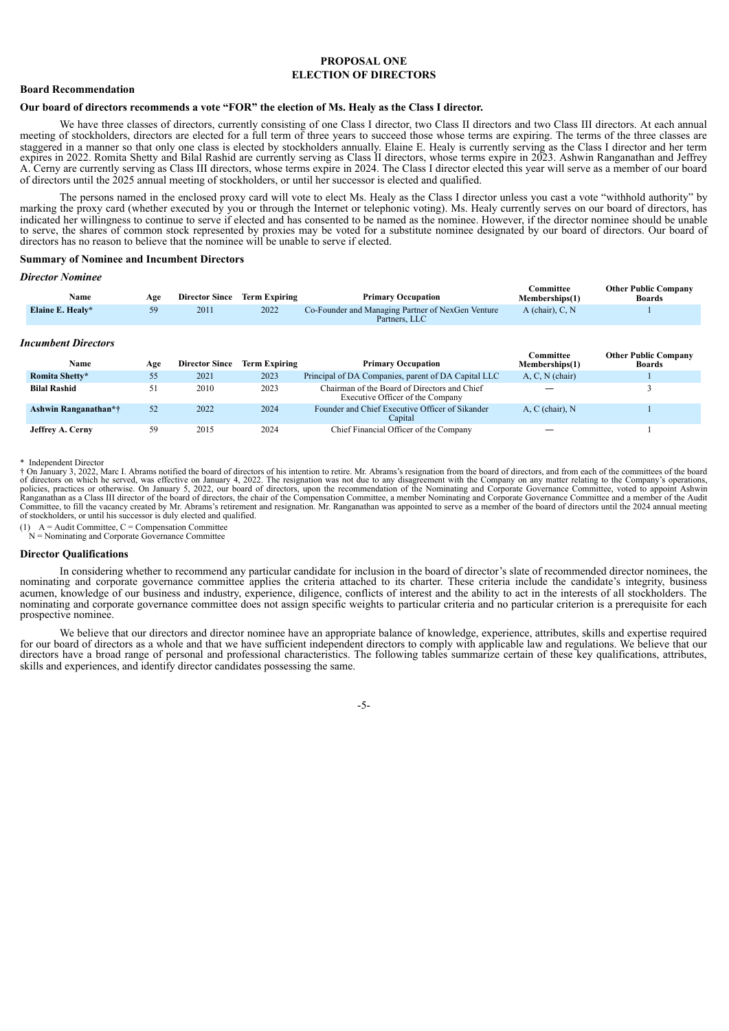## PROPOSAL ONE
## ELECTION OF DIRECTORS

### Board Recommendation

**Our board of directors recommends a vote "FOR" the election of Ms. Healy as the Class I director.**

We have three classes of directors, currently consisting of one Class I director, two Class II directors and two Class III directors. At each annual meeting of stockholders, directors are elected for a full term of three years to succeed those whose terms are expiring. The terms of the three classes are staggered in a manner so that only one class is elected by stockholders annually. Elaine E. Healy is currently serving as the Class I director and her term expires in 2022. Romita Shetty and Bilal Rashid are currently serving as Class II directors, whose terms expire in 2023. Ashwin Ranganathan and Jeffrey A. Cerny are currently serving as Class III directors, whose terms expire in 2024. The Class I director elected this year will serve as a member of our board of directors until the 2025 annual meeting of stockholders, or until her successor is elected and qualified.

The persons named in the enclosed proxy card will vote to elect Ms. Healy as the Class I director unless you cast a vote "withhold authority" by marking the proxy card (whether executed by you or through the Internet or telephonic voting). Ms. Healy currently serves on our board of directors, has indicated her willingness to continue to serve if elected and has consented to be named as the nominee. However, if the director nominee should be unable to serve, the shares of common stock represented by proxies may be voted for a substitute nominee designated by our board of directors. Our board of directors has no reason to believe that the nominee will be unable to serve if elected.

### Summary of Nominee and Incumbent Directors

*Director Nominee*

| Name | Age | Director Since | Term Expiring | Primary Occupation | Committee Memberships(1) | Other Public Company Boards |
|---|---|---|---|---|---|---|
| **Elaine E. Healy*** | 59 | 2011 | 2022 | Co-Founder and Managing Partner of NexGen Venture Partners, LLC | A (chair), C, N | 1 |

*Incumbent Directors*

| Name | Age | Director Since | Term Expiring | Primary Occupation | Committee Memberships(1) | Other Public Company Boards |
|---|---|---|---|---|---|---|
| **Romita Shetty*** | 55 | 2021 | 2023 | Principal of DA Companies, parent of DA Capital LLC | A, C, N (chair) | 1 |
| **Bilal Rashid** | 51 | 2010 | 2023 | Chairman of the Board of Directors and Chief Executive Officer of the Company | — | 3 |
| **Ashwin Ranganathan*†** | 52 | 2022 | 2024 | Founder and Chief Executive Officer of Sikander Capital | A, C (chair), N | 1 |
| **Jeffrey A. Cerny** | 59 | 2015 | 2024 | Chief Financial Officer of the Company | — | 1 |

\* Independent Director

† On January 3, 2022, Marc I. Abrams notified the board of directors of his intention to retire. Mr. Abrams's resignation from the board of directors, and from each of the committees of the board of directors on which he served, was effective on January 4, 2022. The resignation was not due to any disagreement with the Company on any matter relating to the Company's operations, policies, practices or otherwise. On January 5, 2022, our board of directors, upon the recommendation of the Nominating and Corporate Governance Committee, voted to appoint Ashwin Ranganathan as a Class III director of the board of directors, the chair of the Compensation Committee, a member Nominating and Corporate Governance Committee and a member of the Audit Committee, to fill the vacancy created by Mr. Abrams's retirement and resignation. Mr. Ranganathan was appointed to serve as a member of the board of directors until the 2024 annual meeting of stockholders, or until his successor is duly elected and qualified.

(1) A = Audit Committee, C = Compensation Committee
N = Nominating and Corporate Governance Committee

### Director Qualifications

In considering whether to recommend any particular candidate for inclusion in the board of director's slate of recommended director nominees, the nominating and corporate governance committee applies the criteria attached to its charter. These criteria include the candidate's integrity, business acumen, knowledge of our business and industry, experience, diligence, conflicts of interest and the ability to act in the interests of all stockholders. The nominating and corporate governance committee does not assign specific weights to particular criteria and no particular criterion is a prerequisite for each prospective nominee.

We believe that our directors and director nominee have an appropriate balance of knowledge, experience, attributes, skills and expertise required for our board of directors as a whole and that we have sufficient independent directors to comply with applicable law and regulations. We believe that our directors have a broad range of personal and professional characteristics. The following tables summarize certain of these key qualifications, attributes, skills and experiences, and identify director candidates possessing the same.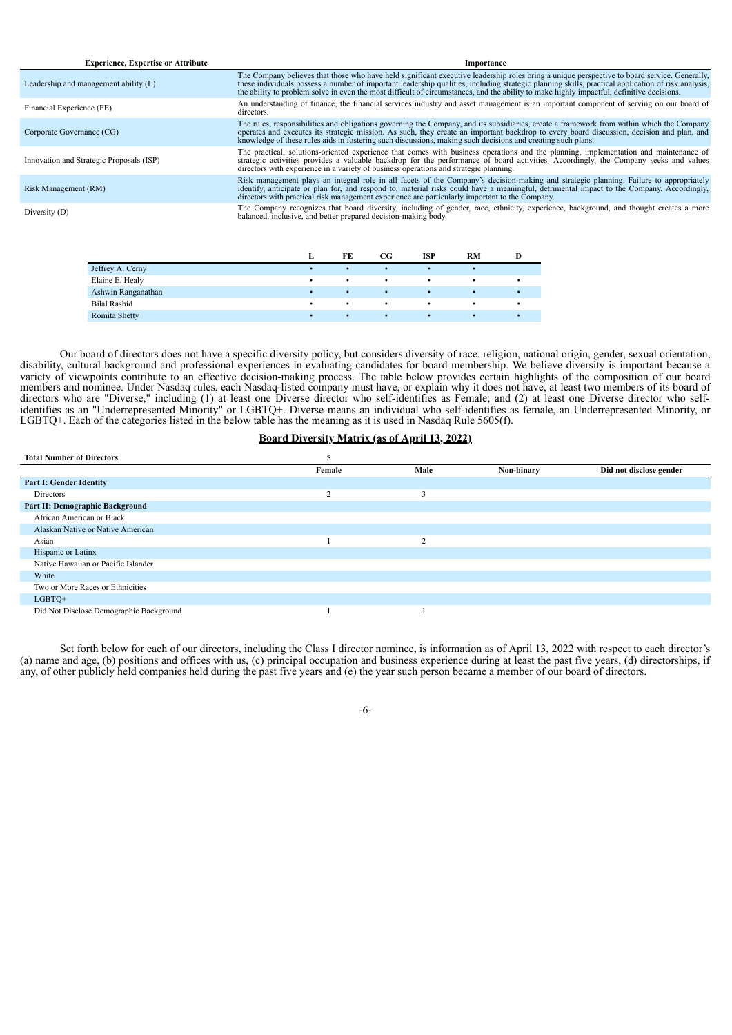| Experience, Expertise or Attribute | Importance |
| --- | --- |
| Leadership and management ability (L) | The Company believes that those who have held significant executive leadership roles bring a unique perspective to board service. Generally, these individuals possess a number of important leadership qualities, including strategic planning skills, practical application of risk analysis, the ability to problem solve in even the most difficult of circumstances, and the ability to make highly impactful, definitive decisions. |
| Financial Experience (FE) | An understanding of finance, the financial services industry and asset management is an important component of serving on our board of directors. |
| Corporate Governance (CG) | The rules, responsibilities and obligations governing the Company, and its subsidiaries, create a framework from within which the Company operates and executes its strategic mission. As such, they create an important backdrop to every board discussion, decision and plan, and knowledge of these rules aids in fostering such discussions, making such decisions and creating such plans. |
| Innovation and Strategic Proposals (ISP) | The practical, solutions-oriented experience that comes with business operations and the planning, implementation and maintenance of strategic activities provides a valuable backdrop for the performance of board activities. Accordingly, the Company seeks and values directors with experience in a variety of business operations and strategic planning. |
| Risk Management (RM) | Risk management plays an integral role in all facets of the Company's decision-making and strategic planning. Failure to appropriately identify, anticipate or plan for, and respond to, material risks could have a meaningful, detrimental impact to the Company. Accordingly, directors with practical risk management experience are particularly important to the Company. |
| Diversity (D) | The Company recognizes that board diversity, including of gender, race, ethnicity, experience, background, and thought creates a more balanced, inclusive, and better prepared decision-making body. |

| | L | FE | CG | ISP | RM | D |
| --- | --- | --- | --- | --- | --- | --- |
| Jeffrey A. Cerny | • | • | • | • | • | |
| Elaine E. Healy | • | • | • | • | • | • |
| Ashwin Ranganathan | • | • | • | • | • | • |
| Bilal Rashid | • | • | • | • | • | • |
| Romita Shetty | • | • | • | • | • | • |

Our board of directors does not have a specific diversity policy, but considers diversity of race, religion, national origin, gender, sexual orientation, disability, cultural background and professional experiences in evaluating candidates for board membership. We believe diversity is important because a variety of viewpoints contribute to an effective decision-making process. The table below provides certain highlights of the composition of our board members and nominee. Under Nasdaq rules, each Nasdaq-listed company must have, or explain why it does not have, at least two members of its board of directors who are "Diverse," including (1) at least one Diverse director who self-identifies as Female; and (2) at least one Diverse director who self-identifies as an "Underrepresented Minority" or LGBTQ+. Diverse means an individual who self-identifies as female, an Underrepresented Minority, or LGBTQ+. Each of the categories listed in the below table has the meaning as it is used in Nasdaq Rule 5605(f).

**Board Diversity Matrix (as of April 13, 2022)**

| **Total Number of Directors** | 5 | | | |
| --- | --- | --- | --- | --- |
| | **Female** | **Male** | **Non-binary** | **Did not disclose gender** |
| **Part I: Gender Identity** | | | | |
| Directors | 2 | 3 | | |
| **Part II: Demographic Background** | | | | |
| African American or Black | | | | |
| Alaskan Native or Native American | | | | |
| Asian | 1 | 2 | | |
| Hispanic or Latinx | | | | |
| Native Hawaiian or Pacific Islander | | | | |
| White | | | | |
| Two or More Races or Ethnicities | | | | |
| LGBTQ+ | | | | |
| Did Not Disclose Demographic Background | 1 | 1 | | |

Set forth below for each of our directors, including the Class I director nominee, is information as of April 13, 2022 with respect to each director's (a) name and age, (b) positions and offices with us, (c) principal occupation and business experience during at least the past five years, (d) directorships, if any, of other publicly held companies held during the past five years and (e) the year such person became a member of our board of directors.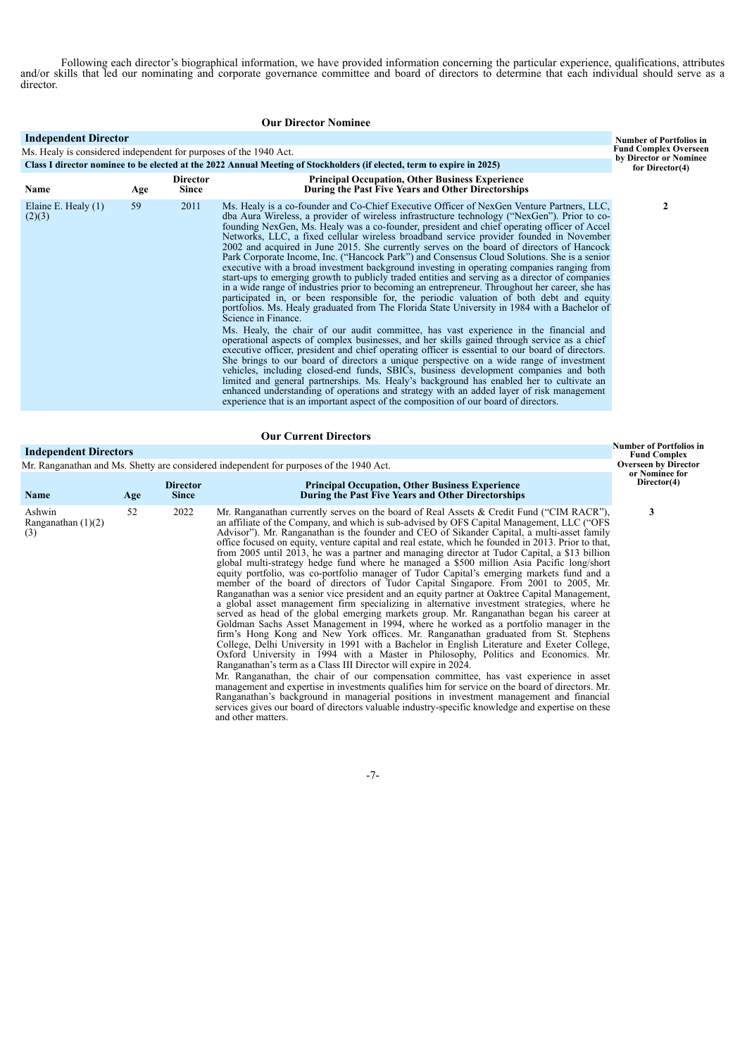Following each director's biographical information, we have provided information concerning the particular experience, qualifications, attributes and/or skills that led our nominating and corporate governance committee and board of directors to determine that each individual should serve as a director.

### Our Director Nominee

**Independent Director**

Ms. Healy is considered independent for purposes of the 1940 Act.

**Class I director nominee to be elected at the 2022 Annual Meeting of Stockholders (if elected, term to expire in 2025)**

| Name | Age | Director Since | Principal Occupation, Other Business Experience During the Past Five Years and Other Directorships | Number of Portfolios in Fund Complex Overseen by Director or Nominee for Director(4) |
|---|---|---|---|---|
| Elaine E. Healy (1)(2)(3) | 59 | 2011 | Ms. Healy is a co-founder and Co-Chief Executive Officer of NexGen Venture Partners, LLC, dba Aura Wireless, a provider of wireless infrastructure technology ("NexGen"). Prior to co-founding NexGen, Ms. Healy was a co-founder, president and chief operating officer of Accel Networks, LLC, a fixed cellular wireless broadband service provider founded in November 2002 and acquired in June 2015. She currently serves on the board of directors of Hancock Park Corporate Income, Inc. ("Hancock Park") and Consensus Cloud Solutions. She is a senior executive with a broad investment background investing in operating companies ranging from start-ups to emerging growth to publicly traded entities and serving as a director of companies in a wide range of industries prior to becoming an entrepreneur. Throughout her career, she has participated in, or been responsible for, the periodic valuation of both debt and equity portfolios. Ms. Healy graduated from The Florida State University in 1984 with a Bachelor of Science in Finance.<br><br>Ms. Healy, the chair of our audit committee, has vast experience in the financial and operational aspects of complex businesses, and her skills gained through service as a chief executive officer, president and chief operating officer is essential to our board of directors. She brings to our board of directors a unique perspective on a wide range of investment vehicles, including closed-end funds, SBICs, business development companies and both limited and general partnerships. Ms. Healy's background has enabled her to cultivate an enhanced understanding of operations and strategy with an added layer of risk management experience that is an important aspect of the composition of our board of directors. | 2 |

### Our Current Directors

**Independent Directors**

Mr. Ranganathan and Ms. Shetty are considered independent for purposes of the 1940 Act.

| Name | Age | Director Since | Principal Occupation, Other Business Experience During the Past Five Years and Other Directorships | Number of Portfolios in Fund Complex Overseen by Director or Nominee for Director(4) |
|---|---|---|---|---|
| Ashwin Ranganathan (1)(2)(3) | 52 | 2022 | Mr. Ranganathan currently serves on the board of Real Assets & Credit Fund ("CIM RACR"), an affiliate of the Company, and which is sub-advised by OFS Capital Management, LLC ("OFS Advisor"). Mr. Ranganathan is the founder and CEO of Sikander Capital, a multi-asset family office focused on equity, venture capital and real estate, which he founded in 2013. Prior to that, from 2005 until 2013, he was a partner and managing director at Tudor Capital, a $13 billion global multi-strategy hedge fund where he managed a $500 million Asia Pacific long/short equity portfolio, was co-portfolio manager of Tudor Capital's emerging markets fund and a member of the board of directors of Tudor Capital Singapore. From 2001 to 2005, Mr. Ranganathan was a senior vice president and an equity partner at Oaktree Capital Management, a global asset management firm specializing in alternative investment strategies, where he served as head of the global emerging markets group. Mr. Ranganathan began his career at Goldman Sachs Asset Management in 1994, where he worked as a portfolio manager in the firm's Hong Kong and New York offices. Mr. Ranganathan graduated from St. Stephens College, Delhi University in 1991 with a Bachelor in English Literature and Exeter College, Oxford University in 1994 with a Master in Philosophy, Politics and Economics. Mr. Ranganathan's term as a Class III Director will expire in 2024.<br><br>Mr. Ranganathan, the chair of our compensation committee, has vast experience in asset management and expertise in investments qualifies him for service on the board of directors. Mr. Ranganathan's background in managerial positions in investment management and financial services gives our board of directors valuable industry-specific knowledge and expertise on these and other matters. | 3 |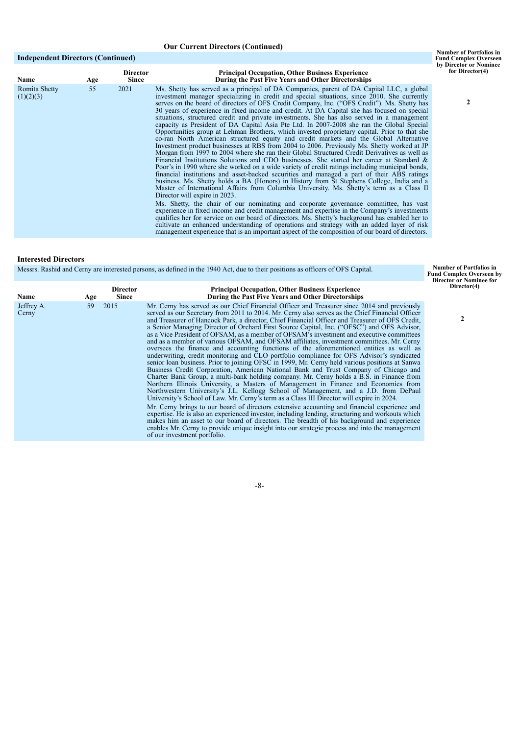### Our Current Directors (Continued)

#### Independent Directors (Continued)

| Name | Age | Director Since | Principal Occupation, Other Business Experience During the Past Five Years and Other Directorships | Number of Portfolios in Fund Complex Overseen by Director or Nominee for Director(4) |
|---|---|---|---|---|
| Romita Shetty (1)(2)(3) | 55 | 2021 | Ms. Shetty has served as a principal of DA Companies, parent of DA Capital LLC, a global investment manager specializing in credit and special situations, since 2010. She currently serves on the board of directors of OFS Credit Company, Inc. ("OFS Credit"). Ms. Shetty has 30 years of experience in fixed income and credit. At DA Capital she has focused on special situations, structured credit and private investments. She has also served in a management capacity as President of DA Capital Asia Pte Ltd. In 2007-2008 she ran the Global Special Opportunities group at Lehman Brothers, which invested proprietary capital. Prior to that she co-ran North American structured equity and credit markets and the Global Alternative Investment product businesses at RBS from 2004 to 2006. Previously Ms. Shetty worked at JP Morgan from 1997 to 2004 where she ran their Global Structured Credit Derivatives as well as Financial Institutions Solutions and CDO businesses. She started her career at Standard & Poor's in 1990 where she worked on a wide variety of credit ratings including municipal bonds, financial institutions and asset-backed securities and managed a part of their ABS ratings business. Ms. Shetty holds a BA (Honors) in History from St Stephens College, India and a Master of International Affairs from Columbia University. Ms. Shetty's term as a Class II Director will expire in 2023.<br><br>Ms. Shetty, the chair of our nominating and corporate governance committee, has vast experience in fixed income and credit management and expertise in the Company's investments qualifies her for service on our board of directors. Ms. Shetty's background has enabled her to cultivate an enhanced understanding of operations and strategy with an added layer of risk management experience that is an important aspect of the composition of our board of directors. | 2 |

#### Interested Directors

Messrs. Rashid and Cerny are interested persons, as defined in the 1940 Act, due to their positions as officers of OFS Capital.

| Name | Age | Director Since | Principal Occupation, Other Business Experience During the Past Five Years and Other Directorships | Number of Portfolios in Fund Complex Overseen by Director or Nominee for Director(4) |
|---|---|---|---|---|
| Jeffrey A. Cerny | 59 | 2015 | Mr. Cerny has served as our Chief Financial Officer and Treasurer since 2014 and previously served as our Secretary from 2011 to 2014. Mr. Cerny also serves as the Chief Financial Officer and Treasurer of Hancock Park, a director, Chief Financial Officer and Treasurer of OFS Credit, a Senior Managing Director of Orchard First Source Capital, Inc. ("OFSC") and OFS Advisor, as a Vice President of OFSAM, as a member of OFSAM's investment and executive committees and as a member of various OFSAM, and OFSAM affiliates, investment committees. Mr. Cerny oversees the finance and accounting functions of the aforementioned entities as well as underwriting, credit monitoring and CLO portfolio compliance for OFS Advisor's syndicated senior loan business. Prior to joining OFSC in 1999, Mr. Cerny held various positions at Sanwa Business Credit Corporation, American National Bank and Trust Company of Chicago and Charter Bank Group, a multi-bank holding company. Mr. Cerny holds a B.S. in Finance from Northern Illinois University, a Masters of Management in Finance and Economics from Northwestern University's J.L. Kellogg School of Management, and a J.D. from DePaul University's School of Law. Mr. Cerny's term as a Class III Director will expire in 2024.<br><br>Mr. Cerny brings to our board of directors extensive accounting and financial experience and expertise. He is also an experienced investor, including lending, structuring and workouts which makes him an asset to our board of directors. The breadth of his background and experience enables Mr. Cerny to provide unique insight into our strategic process and into the management of our investment portfolio. | 2 |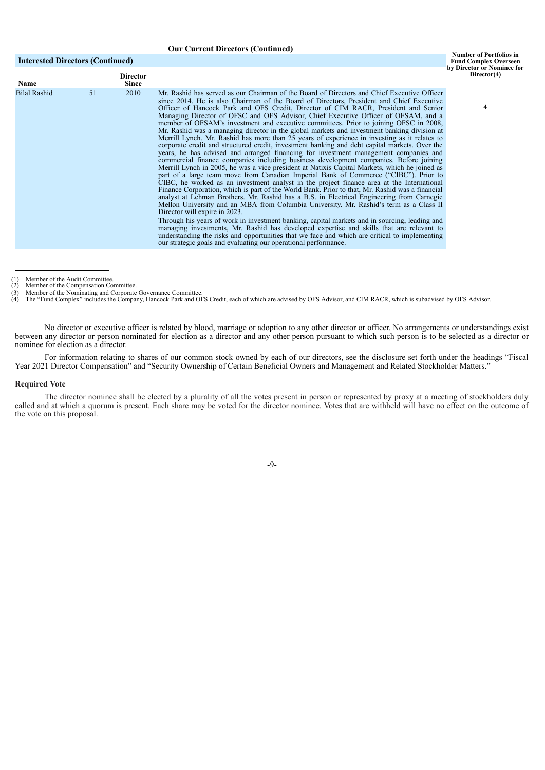### Our Current Directors (Continued)

| Interested Directors (Continued) | | | | Number of Portfolios in Fund Complex Overseen by Director or Nominee for Director(4) |
|---|---|---|---|---|
| **Name** | | **Director Since** | | |
| Bilal Rashid | 51 | 2010 | Mr. Rashid has served as our Chairman of the Board of Directors and Chief Executive Officer since 2014. He is also Chairman of the Board of Directors, President and Chief Executive Officer of Hancock Park and OFS Credit, Director of CIM RACR, President and Senior Managing Director of OFSC and OFS Advisor, Chief Executive Officer of OFSAM, and a member of OFSAM's investment and executive committees. Prior to joining OFSC in 2008, Mr. Rashid was a managing director in the global markets and investment banking division at Merrill Lynch. Mr. Rashid has more than 25 years of experience in investing as it relates to corporate credit and structured credit, investment banking and debt capital markets. Over the years, he has advised and arranged financing for investment management companies and commercial finance companies including business development companies. Before joining Merrill Lynch in 2005, he was a vice president at Natixis Capital Markets, which he joined as part of a large team move from Canadian Imperial Bank of Commerce ("CIBC"). Prior to CIBC, he worked as an investment analyst in the project finance area at the International Finance Corporation, which is part of the World Bank. Prior to that, Mr. Rashid was a financial analyst at Lehman Brothers. Mr. Rashid has a B.S. in Electrical Engineering from Carnegie Mellon University and an MBA from Columbia University. Mr. Rashid's term as a Class II Director will expire in 2023.<br><br>Through his years of work in investment banking, capital markets and in sourcing, leading and managing investments, Mr. Rashid has developed expertise and skills that are relevant to understanding the risks and opportunities that we face and which are critical to implementing our strategic goals and evaluating our operational performance. | **4** |

(1) Member of the Audit Committee.
(2) Member of the Compensation Committee.
(3) Member of the Nominating and Corporate Governance Committee.
(4) The "Fund Complex" includes the Company, Hancock Park and OFS Credit, each of which are advised by OFS Advisor, and CIM RACR, which is subadvised by OFS Advisor.

No director or executive officer is related by blood, marriage or adoption to any other director or officer. No arrangements or understandings exist between any director or person nominated for election as a director and any other person pursuant to which such person is to be selected as a director or nominee for election as a director.

For information relating to shares of our common stock owned by each of our directors, see the disclosure set forth under the headings "Fiscal Year 2021 Director Compensation" and "Security Ownership of Certain Beneficial Owners and Management and Related Stockholder Matters."

### Required Vote

The director nominee shall be elected by a plurality of all the votes present in person or represented by proxy at a meeting of stockholders duly called and at which a quorum is present. Each share may be voted for the director nominee. Votes that are withheld will have no effect on the outcome of the vote on this proposal.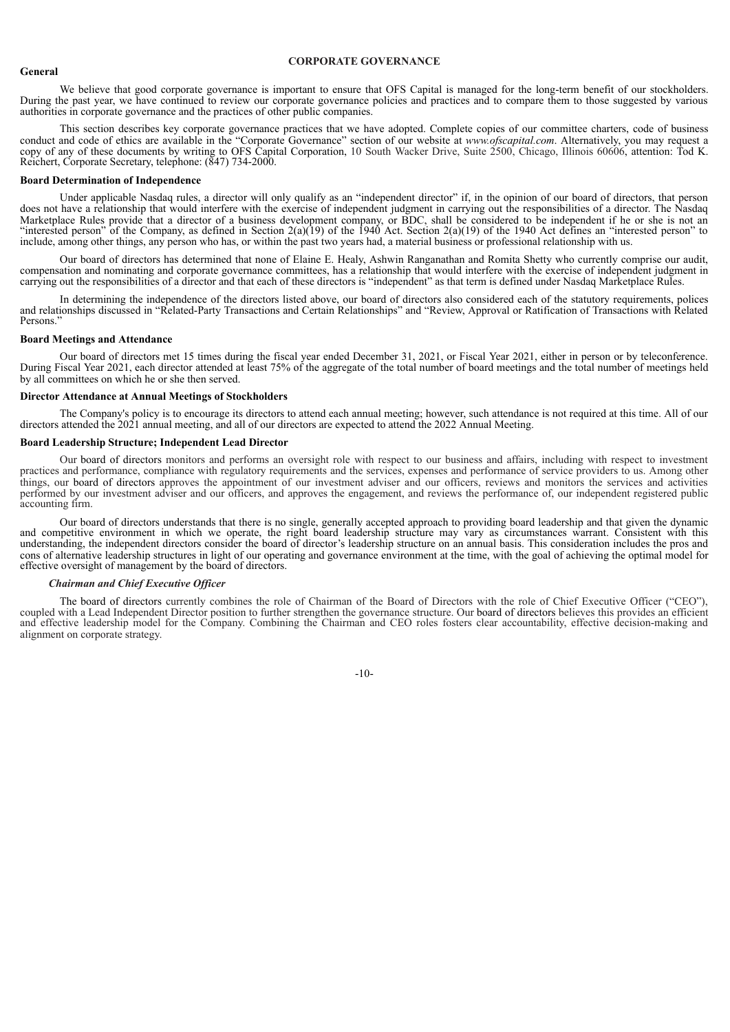## CORPORATE GOVERNANCE

### General

We believe that good corporate governance is important to ensure that OFS Capital is managed for the long-term benefit of our stockholders. During the past year, we have continued to review our corporate governance policies and practices and to compare them to those suggested by various authorities in corporate governance and the practices of other public companies.

This section describes key corporate governance practices that we have adopted. Complete copies of our committee charters, code of business conduct and code of ethics are available in the "Corporate Governance" section of our website at *www.ofscapital.com*. Alternatively, you may request a copy of any of these documents by writing to OFS Capital Corporation, 10 South Wacker Drive, Suite 2500, Chicago, Illinois 60606, attention: Tod K. Reichert, Corporate Secretary, telephone: (847) 734-2000.

### Board Determination of Independence

Under applicable Nasdaq rules, a director will only qualify as an "independent director" if, in the opinion of our board of directors, that person does not have a relationship that would interfere with the exercise of independent judgment in carrying out the responsibilities of a director. The Nasdaq Marketplace Rules provide that a director of a business development company, or BDC, shall be considered to be independent if he or she is not an "interested person" of the Company, as defined in Section 2(a)(19) of the 1940 Act. Section 2(a)(19) of the 1940 Act defines an "interested person" to include, among other things, any person who has, or within the past two years had, a material business or professional relationship with us.

Our board of directors has determined that none of Elaine E. Healy, Ashwin Ranganathan and Romita Shetty who currently comprise our audit, compensation and nominating and corporate governance committees, has a relationship that would interfere with the exercise of independent judgment in carrying out the responsibilities of a director and that each of these directors is "independent" as that term is defined under Nasdaq Marketplace Rules.

In determining the independence of the directors listed above, our board of directors also considered each of the statutory requirements, polices and relationships discussed in "Related-Party Transactions and Certain Relationships" and "Review, Approval or Ratification of Transactions with Related Persons."

### Board Meetings and Attendance

Our board of directors met 15 times during the fiscal year ended December 31, 2021, or Fiscal Year 2021, either in person or by teleconference. During Fiscal Year 2021, each director attended at least 75% of the aggregate of the total number of board meetings and the total number of meetings held by all committees on which he or she then served.

### Director Attendance at Annual Meetings of Stockholders

The Company's policy is to encourage its directors to attend each annual meeting; however, such attendance is not required at this time. All of our directors attended the 2021 annual meeting, and all of our directors are expected to attend the 2022 Annual Meeting.

### Board Leadership Structure; Independent Lead Director

Our board of directors monitors and performs an oversight role with respect to our business and affairs, including with respect to investment practices and performance, compliance with regulatory requirements and the services, expenses and performance of service providers to us. Among other things, our board of directors approves the appointment of our investment adviser and our officers, reviews and monitors the services and activities performed by our investment adviser and our officers, and approves the engagement, and reviews the performance of, our independent registered public accounting firm.

Our board of directors understands that there is no single, generally accepted approach to providing board leadership and that given the dynamic and competitive environment in which we operate, the right board leadership structure may vary as circumstances warrant. Consistent with this understanding, the independent directors consider the board of director's leadership structure on an annual basis. This consideration includes the pros and cons of alternative leadership structures in light of our operating and governance environment at the time, with the goal of achieving the optimal model for effective oversight of management by the board of directors.

#### *Chairman and Chief Executive Officer*

The board of directors currently combines the role of Chairman of the Board of Directors with the role of Chief Executive Officer ("CEO"), coupled with a Lead Independent Director position to further strengthen the governance structure. Our board of directors believes this provides an efficient and effective leadership model for the Company. Combining the Chairman and CEO roles fosters clear accountability, effective decision-making and alignment on corporate strategy.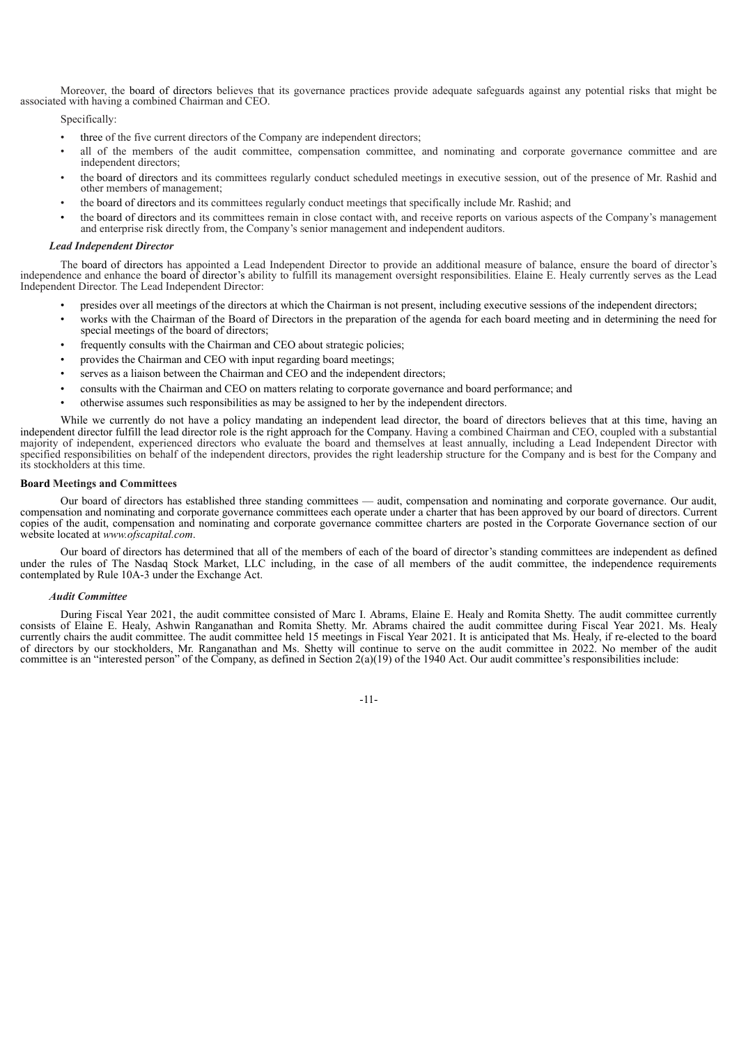Moreover, the board of directors believes that its governance practices provide adequate safeguards against any potential risks that might be associated with having a combined Chairman and CEO.

Specifically:

- three of the five current directors of the Company are independent directors;
- all of the members of the audit committee, compensation committee, and nominating and corporate governance committee and are independent directors;
- the board of directors and its committees regularly conduct scheduled meetings in executive session, out of the presence of Mr. Rashid and other members of management;
- the board of directors and its committees regularly conduct meetings that specifically include Mr. Rashid; and
- the board of directors and its committees remain in close contact with, and receive reports on various aspects of the Company's management and enterprise risk directly from, the Company's senior management and independent auditors.

### *Lead Independent Director*

The board of directors has appointed a Lead Independent Director to provide an additional measure of balance, ensure the board of director's independence and enhance the board of director's ability to fulfill its management oversight responsibilities. Elaine E. Healy currently serves as the Lead Independent Director. The Lead Independent Director:

- presides over all meetings of the directors at which the Chairman is not present, including executive sessions of the independent directors;
- works with the Chairman of the Board of Directors in the preparation of the agenda for each board meeting and in determining the need for special meetings of the board of directors;
- frequently consults with the Chairman and CEO about strategic policies;
- provides the Chairman and CEO with input regarding board meetings;
- serves as a liaison between the Chairman and CEO and the independent directors;
- consults with the Chairman and CEO on matters relating to corporate governance and board performance; and
- otherwise assumes such responsibilities as may be assigned to her by the independent directors.

While we currently do not have a policy mandating an independent lead director, the board of directors believes that at this time, having an independent director fulfill the lead director role is the right approach for the Company. Having a combined Chairman and CEO, coupled with a substantial majority of independent, experienced directors who evaluate the board and themselves at least annually, including a Lead Independent Director with specified responsibilities on behalf of the independent directors, provides the right leadership structure for the Company and is best for the Company and its stockholders at this time.

## Board Meetings and Committees

Our board of directors has established three standing committees — audit, compensation and nominating and corporate governance. Our audit, compensation and nominating and corporate governance committees each operate under a charter that has been approved by our board of directors. Current copies of the audit, compensation and nominating and corporate governance committee charters are posted in the Corporate Governance section of our website located at *www.ofscapital.com*.

Our board of directors has determined that all of the members of each of the board of director's standing committees are independent as defined under the rules of The Nasdaq Stock Market, LLC including, in the case of all members of the audit committee, the independence requirements contemplated by Rule 10A-3 under the Exchange Act.

### *Audit Committee*

During Fiscal Year 2021, the audit committee consisted of Marc I. Abrams, Elaine E. Healy and Romita Shetty. The audit committee currently consists of Elaine E. Healy, Ashwin Ranganathan and Romita Shetty. Mr. Abrams chaired the audit committee during Fiscal Year 2021. Ms. Healy currently chairs the audit committee. The audit committee held 15 meetings in Fiscal Year 2021. It is anticipated that Ms. Healy, if re-elected to the board of directors by our stockholders, Mr. Ranganathan and Ms. Shetty will continue to serve on the audit committee in 2022. No member of the audit committee is an "interested person" of the Company, as defined in Section 2(a)(19) of the 1940 Act. Our audit committee's responsibilities include: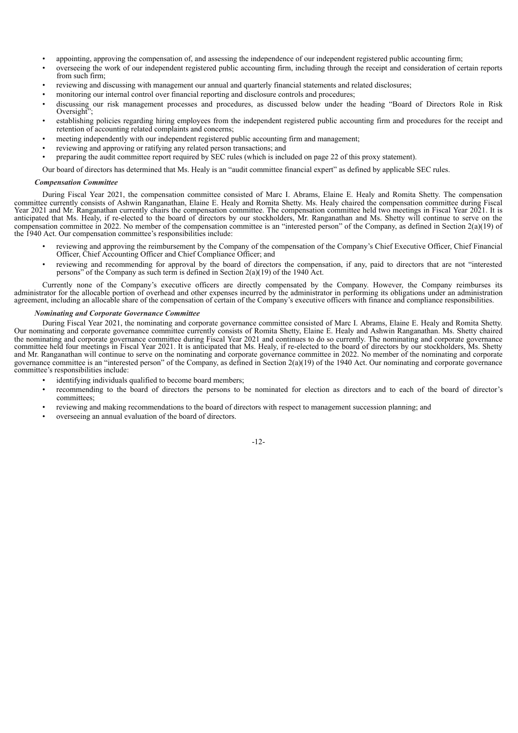- appointing, approving the compensation of, and assessing the independence of our independent registered public accounting firm;
- overseeing the work of our independent registered public accounting firm, including through the receipt and consideration of certain reports from such firm;
- reviewing and discussing with management our annual and quarterly financial statements and related disclosures;
- monitoring our internal control over financial reporting and disclosure controls and procedures;
- discussing our risk management processes and procedures, as discussed below under the heading "Board of Directors Role in Risk Oversight";
- establishing policies regarding hiring employees from the independent registered public accounting firm and procedures for the receipt and retention of accounting related complaints and concerns;
- meeting independently with our independent registered public accounting firm and management;
- reviewing and approving or ratifying any related person transactions; and
- preparing the audit committee report required by SEC rules (which is included on page 22 of this proxy statement).

Our board of directors has determined that Ms. Healy is an "audit committee financial expert" as defined by applicable SEC rules.

***Compensation Committee***

During Fiscal Year 2021, the compensation committee consisted of Marc I. Abrams, Elaine E. Healy and Romita Shetty. The compensation committee currently consists of Ashwin Ranganathan, Elaine E. Healy and Romita Shetty. Ms. Healy chaired the compensation committee during Fiscal Year 2021 and Mr. Ranganathan currently chairs the compensation committee. The compensation committee held two meetings in Fiscal Year 2021. It is anticipated that Ms. Healy, if re-elected to the board of directors by our stockholders, Mr. Ranganathan and Ms. Shetty will continue to serve on the compensation committee in 2022. No member of the compensation committee is an "interested person" of the Company, as defined in Section 2(a)(19) of the 1940 Act. Our compensation committee's responsibilities include:

- reviewing and approving the reimbursement by the Company of the compensation of the Company's Chief Executive Officer, Chief Financial Officer, Chief Accounting Officer and Chief Compliance Officer; and
- reviewing and recommending for approval by the board of directors the compensation, if any, paid to directors that are not "interested persons" of the Company as such term is defined in Section 2(a)(19) of the 1940 Act.

Currently none of the Company's executive officers are directly compensated by the Company. However, the Company reimburses its administrator for the allocable portion of overhead and other expenses incurred by the administrator in performing its obligations under an administration agreement, including an allocable share of the compensation of certain of the Company's executive officers with finance and compliance responsibilities.

***Nominating and Corporate Governance Committee***

During Fiscal Year 2021, the nominating and corporate governance committee consisted of Marc I. Abrams, Elaine E. Healy and Romita Shetty. Our nominating and corporate governance committee currently consists of Romita Shetty, Elaine E. Healy and Ashwin Ranganathan. Ms. Shetty chaired the nominating and corporate governance committee during Fiscal Year 2021 and continues to do so currently. The nominating and corporate governance committee held four meetings in Fiscal Year 2021. It is anticipated that Ms. Healy, if re-elected to the board of directors by our stockholders, Ms. Shetty and Mr. Ranganathan will continue to serve on the nominating and corporate governance committee in 2022. No member of the nominating and corporate governance committee is an "interested person" of the Company, as defined in Section 2(a)(19) of the 1940 Act. Our nominating and corporate governance committee's responsibilities include:

- identifying individuals qualified to become board members;
- recommending to the board of directors the persons to be nominated for election as directors and to each of the board of director's committees;
- reviewing and making recommendations to the board of directors with respect to management succession planning; and
- overseeing an annual evaluation of the board of directors.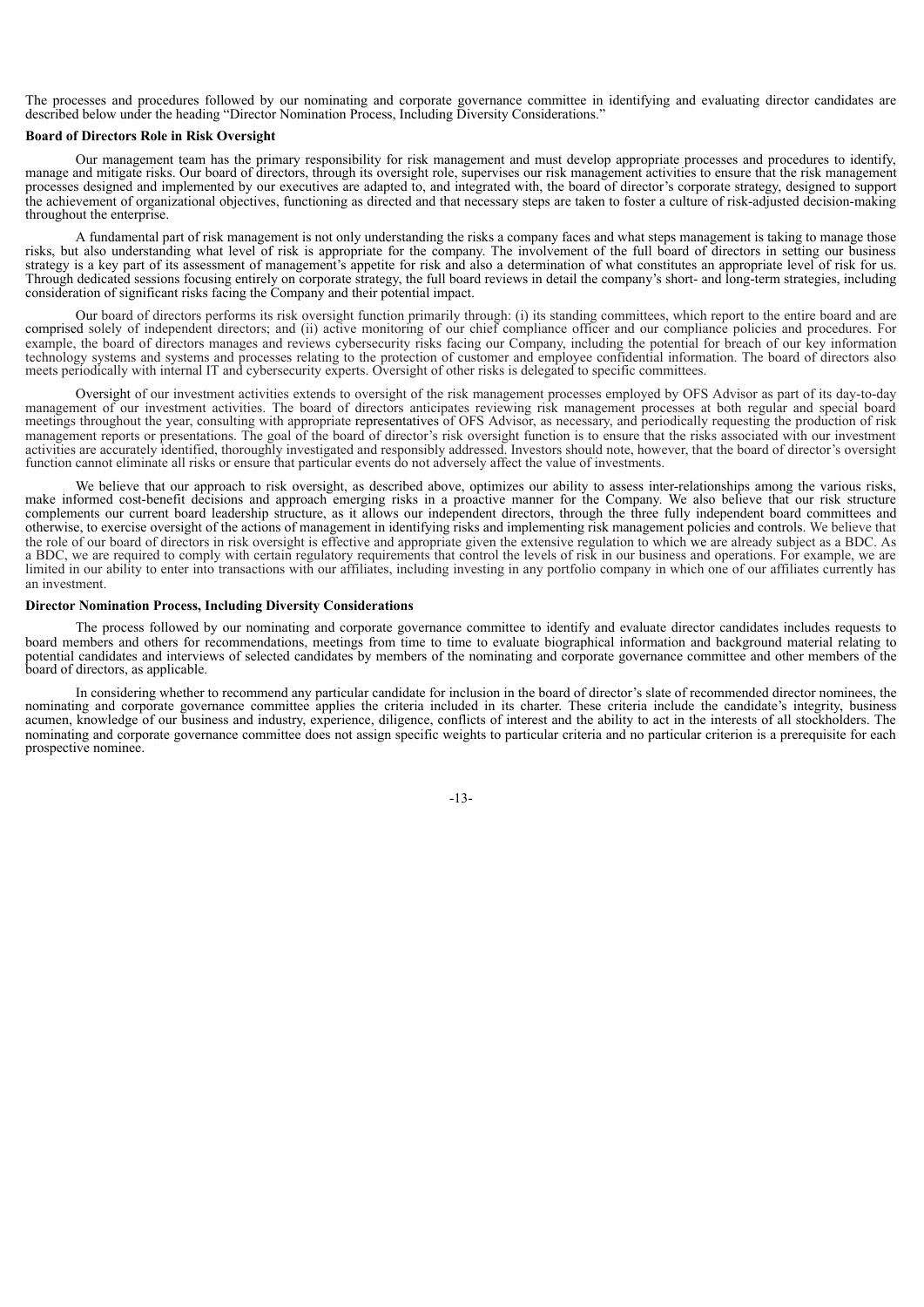The processes and procedures followed by our nominating and corporate governance committee in identifying and evaluating director candidates are described below under the heading "Director Nomination Process, Including Diversity Considerations."

**Board of Directors Role in Risk Oversight**

Our management team has the primary responsibility for risk management and must develop appropriate processes and procedures to identify, manage and mitigate risks. Our board of directors, through its oversight role, supervises our risk management activities to ensure that the risk management processes designed and implemented by our executives are adapted to, and integrated with, the board of director's corporate strategy, designed to support the achievement of organizational objectives, functioning as directed and that necessary steps are taken to foster a culture of risk-adjusted decision-making throughout the enterprise.

A fundamental part of risk management is not only understanding the risks a company faces and what steps management is taking to manage those risks, but also understanding what level of risk is appropriate for the company. The involvement of the full board of directors in setting our business strategy is a key part of its assessment of management's appetite for risk and also a determination of what constitutes an appropriate level of risk for us. Through dedicated sessions focusing entirely on corporate strategy, the full board reviews in detail the company's short- and long-term strategies, including consideration of significant risks facing the Company and their potential impact.

Our board of directors performs its risk oversight function primarily through: (i) its standing committees, which report to the entire board and are comprised solely of independent directors; and (ii) active monitoring of our chief compliance officer and our compliance policies and procedures. For example, the board of directors manages and reviews cybersecurity risks facing our Company, including the potential for breach of our key information technology systems and systems and processes relating to the protection of customer and employee confidential information. The board of directors also meets periodically with internal IT and cybersecurity experts. Oversight of other risks is delegated to specific committees.

Oversight of our investment activities extends to oversight of the risk management processes employed by OFS Advisor as part of its day-to-day management of our investment activities. The board of directors anticipates reviewing risk management processes at both regular and special board meetings throughout the year, consulting with appropriate representatives of OFS Advisor, as necessary, and periodically requesting the production of risk management reports or presentations. The goal of the board of director's risk oversight function is to ensure that the risks associated with our investment activities are accurately identified, thoroughly investigated and responsibly addressed. Investors should note, however, that the board of director's oversight function cannot eliminate all risks or ensure that particular events do not adversely affect the value of investments.

We believe that our approach to risk oversight, as described above, optimizes our ability to assess inter-relationships among the various risks, make informed cost-benefit decisions and approach emerging risks in a proactive manner for the Company. We also believe that our risk structure complements our current board leadership structure, as it allows our independent directors, through the three fully independent board committees and otherwise, to exercise oversight of the actions of management in identifying risks and implementing risk management policies and controls. We believe that the role of our board of directors in risk oversight is effective and appropriate given the extensive regulation to which we are already subject as a BDC. As a BDC, we are required to comply with certain regulatory requirements that control the levels of risk in our business and operations. For example, we are limited in our ability to enter into transactions with our affiliates, including investing in any portfolio company in which one of our affiliates currently has an investment.

**Director Nomination Process, Including Diversity Considerations**

The process followed by our nominating and corporate governance committee to identify and evaluate director candidates includes requests to board members and others for recommendations, meetings from time to time to evaluate biographical information and background material relating to potential candidates and interviews of selected candidates by members of the nominating and corporate governance committee and other members of the board of directors, as applicable.

In considering whether to recommend any particular candidate for inclusion in the board of director's slate of recommended director nominees, the nominating and corporate governance committee applies the criteria included in its charter. These criteria include the candidate's integrity, business acumen, knowledge of our business and industry, experience, diligence, conflicts of interest and the ability to act in the interests of all stockholders. The nominating and corporate governance committee does not assign specific weights to particular criteria and no particular criterion is a prerequisite for each prospective nominee.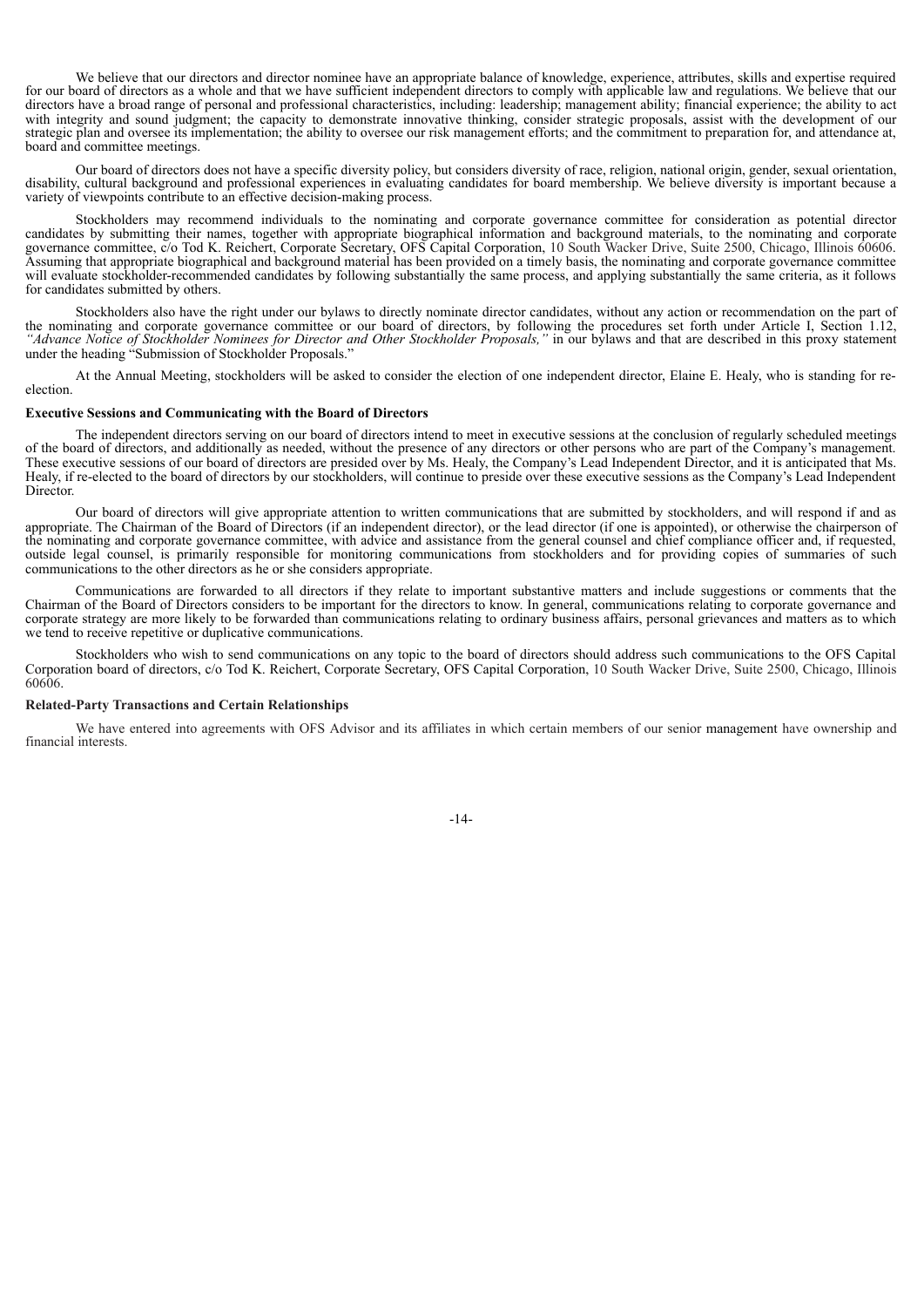We believe that our directors and director nominee have an appropriate balance of knowledge, experience, attributes, skills and expertise required for our board of directors as a whole and that we have sufficient independent directors to comply with applicable law and regulations. We believe that our directors have a broad range of personal and professional characteristics, including: leadership; management ability; financial experience; the ability to act with integrity and sound judgment; the capacity to demonstrate innovative thinking, consider strategic proposals, assist with the development of our strategic plan and oversee its implementation; the ability to oversee our risk management efforts; and the commitment to preparation for, and attendance at, board and committee meetings.

Our board of directors does not have a specific diversity policy, but considers diversity of race, religion, national origin, gender, sexual orientation, disability, cultural background and professional experiences in evaluating candidates for board membership. We believe diversity is important because a variety of viewpoints contribute to an effective decision-making process.

Stockholders may recommend individuals to the nominating and corporate governance committee for consideration as potential director candidates by submitting their names, together with appropriate biographical information and background materials, to the nominating and corporate governance committee, c/o Tod K. Reichert, Corporate Secretary, OFS Capital Corporation, 10 South Wacker Drive, Suite 2500, Chicago, Illinois 60606. Assuming that appropriate biographical and background material has been provided on a timely basis, the nominating and corporate governance committee will evaluate stockholder-recommended candidates by following substantially the same process, and applying substantially the same criteria, as it follows for candidates submitted by others.

Stockholders also have the right under our bylaws to directly nominate director candidates, without any action or recommendation on the part of the nominating and corporate governance committee or our board of directors, by following the procedures set forth under Article I, Section 1.12, *"Advance Notice of Stockholder Nominees for Director and Other Stockholder Proposals,"* in our bylaws and that are described in this proxy statement under the heading "Submission of Stockholder Proposals."

At the Annual Meeting, stockholders will be asked to consider the election of one independent director, Elaine E. Healy, who is standing for re-election.

**Executive Sessions and Communicating with the Board of Directors**

The independent directors serving on our board of directors intend to meet in executive sessions at the conclusion of regularly scheduled meetings of the board of directors, and additionally as needed, without the presence of any directors or other persons who are part of the Company's management. These executive sessions of our board of directors are presided over by Ms. Healy, the Company's Lead Independent Director, and it is anticipated that Ms. Healy, if re-elected to the board of directors by our stockholders, will continue to preside over these executive sessions as the Company's Lead Independent Director.

Our board of directors will give appropriate attention to written communications that are submitted by stockholders, and will respond if and as appropriate. The Chairman of the Board of Directors (if an independent director), or the lead director (if one is appointed), or otherwise the chairperson of the nominating and corporate governance committee, with advice and assistance from the general counsel and chief compliance officer and, if requested, outside legal counsel, is primarily responsible for monitoring communications from stockholders and for providing copies of summaries of such communications to the other directors as he or she considers appropriate.

Communications are forwarded to all directors if they relate to important substantive matters and include suggestions or comments that the Chairman of the Board of Directors considers to be important for the directors to know. In general, communications relating to corporate governance and corporate strategy are more likely to be forwarded than communications relating to ordinary business affairs, personal grievances and matters as to which we tend to receive repetitive or duplicative communications.

Stockholders who wish to send communications on any topic to the board of directors should address such communications to the OFS Capital Corporation board of directors, c/o Tod K. Reichert, Corporate Secretary, OFS Capital Corporation, 10 South Wacker Drive, Suite 2500, Chicago, Illinois 60606.

**Related-Party Transactions and Certain Relationships**

We have entered into agreements with OFS Advisor and its affiliates in which certain members of our senior management have ownership and financial interests.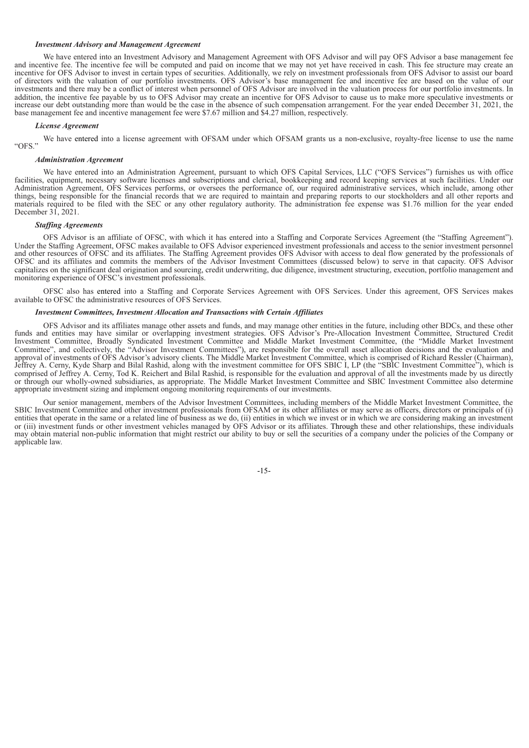***Investment Advisory and Management Agreement***

We have entered into an Investment Advisory and Management Agreement with OFS Advisor and will pay OFS Advisor a base management fee and incentive fee. The incentive fee will be computed and paid on income that we may not yet have received in cash. This fee structure may create an incentive for OFS Advisor to invest in certain types of securities. Additionally, we rely on investment professionals from OFS Advisor to assist our board of directors with the valuation of our portfolio investments. OFS Advisor's base management fee and incentive fee are based on the value of our investments and there may be a conflict of interest when personnel of OFS Advisor are involved in the valuation process for our portfolio investments. In addition, the incentive fee payable by us to OFS Advisor may create an incentive for OFS Advisor to cause us to make more speculative investments or increase our debt outstanding more than would be the case in the absence of such compensation arrangement. For the year ended December 31, 2021, the base management fee and incentive management fee were $7.67 million and $4.27 million, respectively.

***License Agreement***

We have entered into a license agreement with OFSAM under which OFSAM grants us a non-exclusive, royalty-free license to use the name "OFS."

***Administration Agreement***

We have entered into an Administration Agreement, pursuant to which OFS Capital Services, LLC ("OFS Services") furnishes us with office facilities, equipment, necessary software licenses and subscriptions and clerical, bookkeeping and record keeping services at such facilities. Under our Administration Agreement, OFS Services performs, or oversees the performance of, our required administrative services, which include, among other things, being responsible for the financial records that we are required to maintain and preparing reports to our stockholders and all other reports and materials required to be filed with the SEC or any other regulatory authority. The administration fee expense was $1.76 million for the year ended December 31, 2021.

***Staffing Agreements***

OFS Advisor is an affiliate of OFSC, with which it has entered into a Staffing and Corporate Services Agreement (the "Staffing Agreement"). Under the Staffing Agreement, OFSC makes available to OFS Advisor experienced investment professionals and access to the senior investment personnel and other resources of OFSC and its affiliates. The Staffing Agreement provides OFS Advisor with access to deal flow generated by the professionals of OFSC and its affiliates and commits the members of the Advisor Investment Committees (discussed below) to serve in that capacity. OFS Advisor capitalizes on the significant deal origination and sourcing, credit underwriting, due diligence, investment structuring, execution, portfolio management and monitoring experience of OFSC's investment professionals.

OFSC also has entered into a Staffing and Corporate Services Agreement with OFS Services. Under this agreement, OFS Services makes available to OFSC the administrative resources of OFS Services.

***Investment Committees, Investment Allocation and Transactions with Certain Affiliates***

OFS Advisor and its affiliates manage other assets and funds, and may manage other entities in the future, including other BDCs, and these other funds and entities may have similar or overlapping investment strategies. OFS Advisor's Pre-Allocation Investment Committee, Structured Credit Investment Committee, Broadly Syndicated Investment Committee and Middle Market Investment Committee, (the "Middle Market Investment Committee", and collectively, the "Advisor Investment Committees"), are responsible for the overall asset allocation decisions and the evaluation and approval of investments of OFS Advisor's advisory clients. The Middle Market Investment Committee, which is comprised of Richard Ressler (Chairman), Jeffrey A. Cerny, Kyde Sharp and Bilal Rashid, along with the investment committee for OFS SBIC I, LP (the "SBIC Investment Committee"), which is comprised of Jeffrey A. Cerny, Tod K. Reichert and Bilal Rashid, is responsible for the evaluation and approval of all the investments made by us directly or through our wholly-owned subsidiaries, as appropriate. The Middle Market Investment Committee and SBIC Investment Committee also determine appropriate investment sizing and implement ongoing monitoring requirements of our investments.

Our senior management, members of the Advisor Investment Committees, including members of the Middle Market Investment Committee, the SBIC Investment Committee and other investment professionals from OFSAM or its other affiliates or may serve as officers, directors or principals of (i) entities that operate in the same or a related line of business as we do, (ii) entities in which we invest or in which we are considering making an investment or (iii) investment funds or other investment vehicles managed by OFS Advisor or its affiliates. Through these and other relationships, these individuals may obtain material non-public information that might restrict our ability to buy or sell the securities of a company under the policies of the Company or applicable law.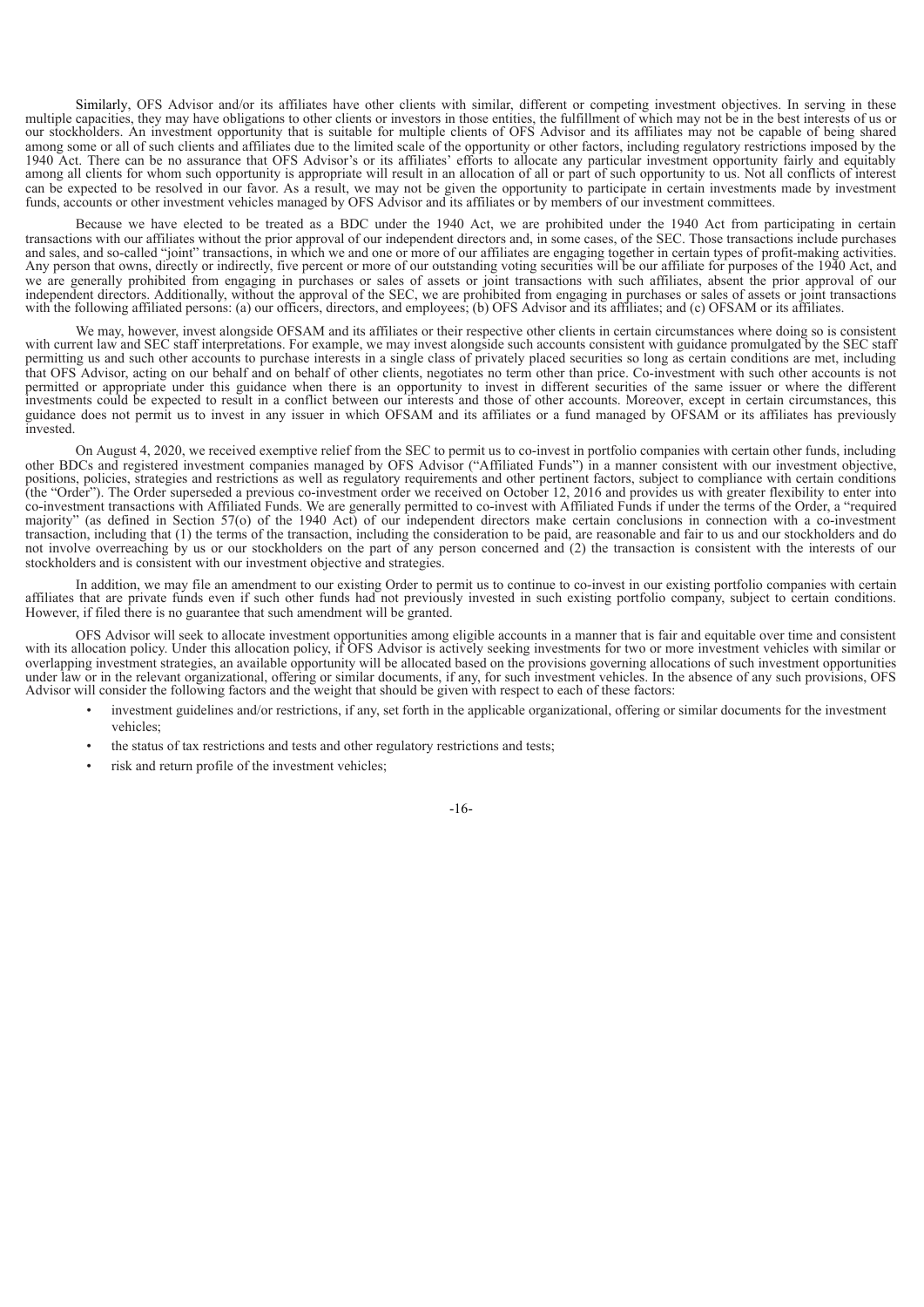Similarly, OFS Advisor and/or its affiliates have other clients with similar, different or competing investment objectives. In serving in these multiple capacities, they may have obligations to other clients or investors in those entities, the fulfillment of which may not be in the best interests of us or our stockholders. An investment opportunity that is suitable for multiple clients of OFS Advisor and its affiliates may not be capable of being shared among some or all of such clients and affiliates due to the limited scale of the opportunity or other factors, including regulatory restrictions imposed by the 1940 Act. There can be no assurance that OFS Advisor's or its affiliates' efforts to allocate any particular investment opportunity fairly and equitably among all clients for whom such opportunity is appropriate will result in an allocation of all or part of such opportunity to us. Not all conflicts of interest can be expected to be resolved in our favor. As a result, we may not be given the opportunity to participate in certain investments made by investment funds, accounts or other investment vehicles managed by OFS Advisor and its affiliates or by members of our investment committees.

Because we have elected to be treated as a BDC under the 1940 Act, we are prohibited under the 1940 Act from participating in certain transactions with our affiliates without the prior approval of our independent directors and, in some cases, of the SEC. Those transactions include purchases and sales, and so-called "joint" transactions, in which we and one or more of our affiliates are engaging together in certain types of profit-making activities. Any person that owns, directly or indirectly, five percent or more of our outstanding voting securities will be our affiliate for purposes of the 1940 Act, and we are generally prohibited from engaging in purchases or sales of assets or joint transactions with such affiliates, absent the prior approval of our independent directors. Additionally, without the approval of the SEC, we are prohibited from engaging in purchases or sales of assets or joint transactions with the following affiliated persons: (a) our officers, directors, and employees; (b) OFS Advisor and its affiliates; and (c) OFSAM or its affiliates.

We may, however, invest alongside OFSAM and its affiliates or their respective other clients in certain circumstances where doing so is consistent with current law and SEC staff interpretations. For example, we may invest alongside such accounts consistent with guidance promulgated by the SEC staff permitting us and such other accounts to purchase interests in a single class of privately placed securities so long as certain conditions are met, including that OFS Advisor, acting on our behalf and on behalf of other clients, negotiates no term other than price. Co-investment with such other accounts is not permitted or appropriate under this guidance when there is an opportunity to invest in different securities of the same issuer or where the different investments could be expected to result in a conflict between our interests and those of other accounts. Moreover, except in certain circumstances, this guidance does not permit us to invest in any issuer in which OFSAM and its affiliates or a fund managed by OFSAM or its affiliates has previously invested.

On August 4, 2020, we received exemptive relief from the SEC to permit us to co-invest in portfolio companies with certain other funds, including other BDCs and registered investment companies managed by OFS Advisor ("Affiliated Funds") in a manner consistent with our investment objective, positions, policies, strategies and restrictions as well as regulatory requirements and other pertinent factors, subject to compliance with certain conditions (the "Order"). The Order superseded a previous co-investment order we received on October 12, 2016 and provides us with greater flexibility to enter into co-investment transactions with Affiliated Funds. We are generally permitted to co-invest with Affiliated Funds if under the terms of the Order, a "required majority" (as defined in Section 57(o) of the 1940 Act) of our independent directors make certain conclusions in connection with a co-investment transaction, including that (1) the terms of the transaction, including the consideration to be paid, are reasonable and fair to us and our stockholders and do not involve overreaching by us or our stockholders on the part of any person concerned and (2) the transaction is consistent with the interests of our stockholders and is consistent with our investment objective and strategies.

In addition, we may file an amendment to our existing Order to permit us to continue to co-invest in our existing portfolio companies with certain affiliates that are private funds even if such other funds had not previously invested in such existing portfolio company, subject to certain conditions. However, if filed there is no guarantee that such amendment will be granted.

OFS Advisor will seek to allocate investment opportunities among eligible accounts in a manner that is fair and equitable over time and consistent with its allocation policy. Under this allocation policy, if OFS Advisor is actively seeking investments for two or more investment vehicles with similar or overlapping investment strategies, an available opportunity will be allocated based on the provisions governing allocations of such investment opportunities under law or in the relevant organizational, offering or similar documents, if any, for such investment vehicles. In the absence of any such provisions, OFS Advisor will consider the following factors and the weight that should be given with respect to each of these factors:

- investment guidelines and/or restrictions, if any, set forth in the applicable organizational, offering or similar documents for the investment vehicles;
- the status of tax restrictions and tests and other regulatory restrictions and tests;
- risk and return profile of the investment vehicles;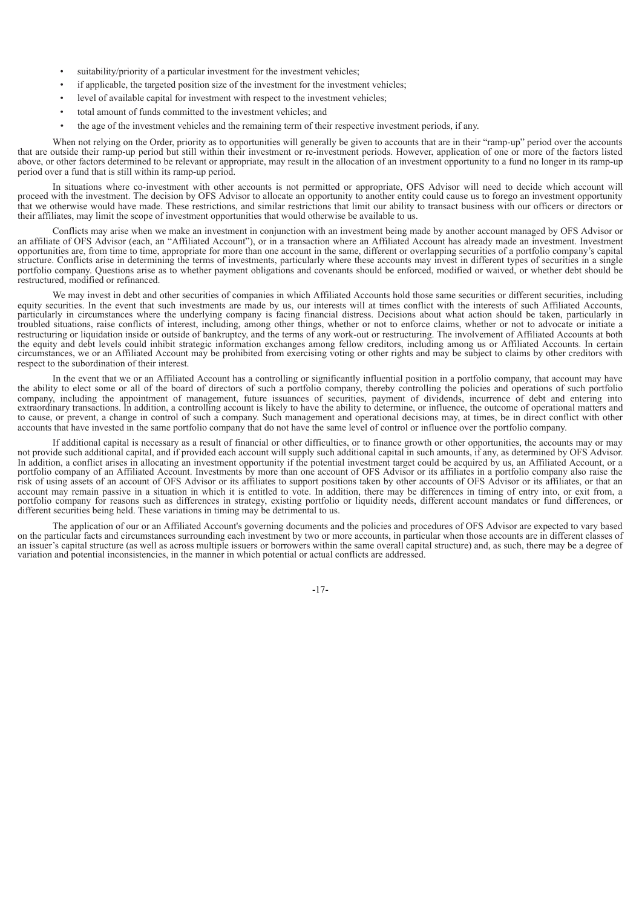- suitability/priority of a particular investment for the investment vehicles;
- if applicable, the targeted position size of the investment for the investment vehicles;
- level of available capital for investment with respect to the investment vehicles;
- total amount of funds committed to the investment vehicles; and
- the age of the investment vehicles and the remaining term of their respective investment periods, if any.

When not relying on the Order, priority as to opportunities will generally be given to accounts that are in their "ramp-up" period over the accounts that are outside their ramp-up period but still within their investment or re-investment periods. However, application of one or more of the factors listed above, or other factors determined to be relevant or appropriate, may result in the allocation of an investment opportunity to a fund no longer in its ramp-up period over a fund that is still within its ramp-up period.

In situations where co-investment with other accounts is not permitted or appropriate, OFS Advisor will need to decide which account will proceed with the investment. The decision by OFS Advisor to allocate an opportunity to another entity could cause us to forego an investment opportunity that we otherwise would have made. These restrictions, and similar restrictions that limit our ability to transact business with our officers or directors or their affiliates, may limit the scope of investment opportunities that would otherwise be available to us.

Conflicts may arise when we make an investment in conjunction with an investment being made by another account managed by OFS Advisor or an affiliate of OFS Advisor (each, an "Affiliated Account"), or in a transaction where an Affiliated Account has already made an investment. Investment opportunities are, from time to time, appropriate for more than one account in the same, different or overlapping securities of a portfolio company's capital structure. Conflicts arise in determining the terms of investments, particularly where these accounts may invest in different types of securities in a single portfolio company. Questions arise as to whether payment obligations and covenants should be enforced, modified or waived, or whether debt should be restructured, modified or refinanced.

We may invest in debt and other securities of companies in which Affiliated Accounts hold those same securities or different securities, including equity securities. In the event that such investments are made by us, our interests will at times conflict with the interests of such Affiliated Accounts, particularly in circumstances where the underlying company is facing financial distress. Decisions about what action should be taken, particularly in troubled situations, raise conflicts of interest, including, among other things, whether or not to enforce claims, whether or not to advocate or initiate a restructuring or liquidation inside or outside of bankruptcy, and the terms of any work-out or restructuring. The involvement of Affiliated Accounts at both the equity and debt levels could inhibit strategic information exchanges among fellow creditors, including among us or Affiliated Accounts. In certain circumstances, we or an Affiliated Account may be prohibited from exercising voting or other rights and may be subject to claims by other creditors with respect to the subordination of their interest.

In the event that we or an Affiliated Account has a controlling or significantly influential position in a portfolio company, that account may have the ability to elect some or all of the board of directors of such a portfolio company, thereby controlling the policies and operations of such portfolio company, including the appointment of management, future issuances of securities, payment of dividends, incurrence of debt and entering into extraordinary transactions. In addition, a controlling account is likely to have the ability to determine, or influence, the outcome of operational matters and to cause, or prevent, a change in control of such a company. Such management and operational decisions may, at times, be in direct conflict with other accounts that have invested in the same portfolio company that do not have the same level of control or influence over the portfolio company.

If additional capital is necessary as a result of financial or other difficulties, or to finance growth or other opportunities, the accounts may or may not provide such additional capital, and if provided each account will supply such additional capital in such amounts, if any, as determined by OFS Advisor. In addition, a conflict arises in allocating an investment opportunity if the potential investment target could be acquired by us, an Affiliated Account, or a portfolio company of an Affiliated Account. Investments by more than one account of OFS Advisor or its affiliates in a portfolio company also raise the risk of using assets of an account of OFS Advisor or its affiliates to support positions taken by other accounts of OFS Advisor or its affiliates, or that an account may remain passive in a situation in which it is entitled to vote. In addition, there may be differences in timing of entry into, or exit from, a portfolio company for reasons such as differences in strategy, existing portfolio or liquidity needs, different account mandates or fund differences, or different securities being held. These variations in timing may be detrimental to us.

The application of our or an Affiliated Account's governing documents and the policies and procedures of OFS Advisor are expected to vary based on the particular facts and circumstances surrounding each investment by two or more accounts, in particular when those accounts are in different classes of an issuer's capital structure (as well as across multiple issuers or borrowers within the same overall capital structure) and, as such, there may be a degree of variation and potential inconsistencies, in the manner in which potential or actual conflicts are addressed.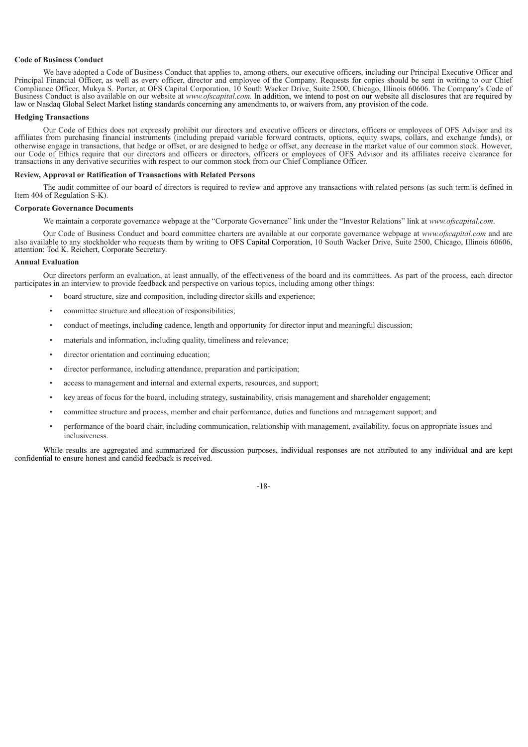**Code of Business Conduct**

We have adopted a Code of Business Conduct that applies to, among others, our executive officers, including our Principal Executive Officer and Principal Financial Officer, as well as every officer, director and employee of the Company. Requests for copies should be sent in writing to our Chief Compliance Officer, Mukya S. Porter, at OFS Capital Corporation, 10 South Wacker Drive, Suite 2500, Chicago, Illinois 60606. The Company's Code of Business Conduct is also available on our website at *www.ofscapital.com.* In addition, we intend to post on our website all disclosures that are required by law or Nasdaq Global Select Market listing standards concerning any amendments to, or waivers from, any provision of the code.

**Hedging Transactions**

Our Code of Ethics does not expressly prohibit our directors and executive officers or directors, officers or employees of OFS Advisor and its affiliates from purchasing financial instruments (including prepaid variable forward contracts, options, equity swaps, collars, and exchange funds), or otherwise engage in transactions, that hedge or offset, or are designed to hedge or offset, any decrease in the market value of our common stock. However, our Code of Ethics require that our directors and officers or directors, officers or employees of OFS Advisor and its affiliates receive clearance for transactions in any derivative securities with respect to our common stock from our Chief Compliance Officer.

**Review, Approval or Ratification of Transactions with Related Persons**

The audit committee of our board of directors is required to review and approve any transactions with related persons (as such term is defined in Item 404 of Regulation S-K).

**Corporate Governance Documents**

We maintain a corporate governance webpage at the "Corporate Governance" link under the "Investor Relations" link at *www.ofscapital.com*.

Our Code of Business Conduct and board committee charters are available at our corporate governance webpage at *www.ofscapital.com* and are also available to any stockholder who requests them by writing to OFS Capital Corporation, 10 South Wacker Drive, Suite 2500, Chicago, Illinois 60606, attention: Tod K. Reichert, Corporate Secretary.

**Annual Evaluation**

Our directors perform an evaluation, at least annually, of the effectiveness of the board and its committees. As part of the process, each director participates in an interview to provide feedback and perspective on various topics, including among other things:

- board structure, size and composition, including director skills and experience;
- committee structure and allocation of responsibilities;
- conduct of meetings, including cadence, length and opportunity for director input and meaningful discussion;
- materials and information, including quality, timeliness and relevance;
- director orientation and continuing education;
- director performance, including attendance, preparation and participation;
- access to management and internal and external experts, resources, and support;
- key areas of focus for the board, including strategy, sustainability, crisis management and shareholder engagement;
- committee structure and process, member and chair performance, duties and functions and management support; and
- performance of the board chair, including communication, relationship with management, availability, focus on appropriate issues and inclusiveness.

While results are aggregated and summarized for discussion purposes, individual responses are not attributed to any individual and are kept confidential to ensure honest and candid feedback is received.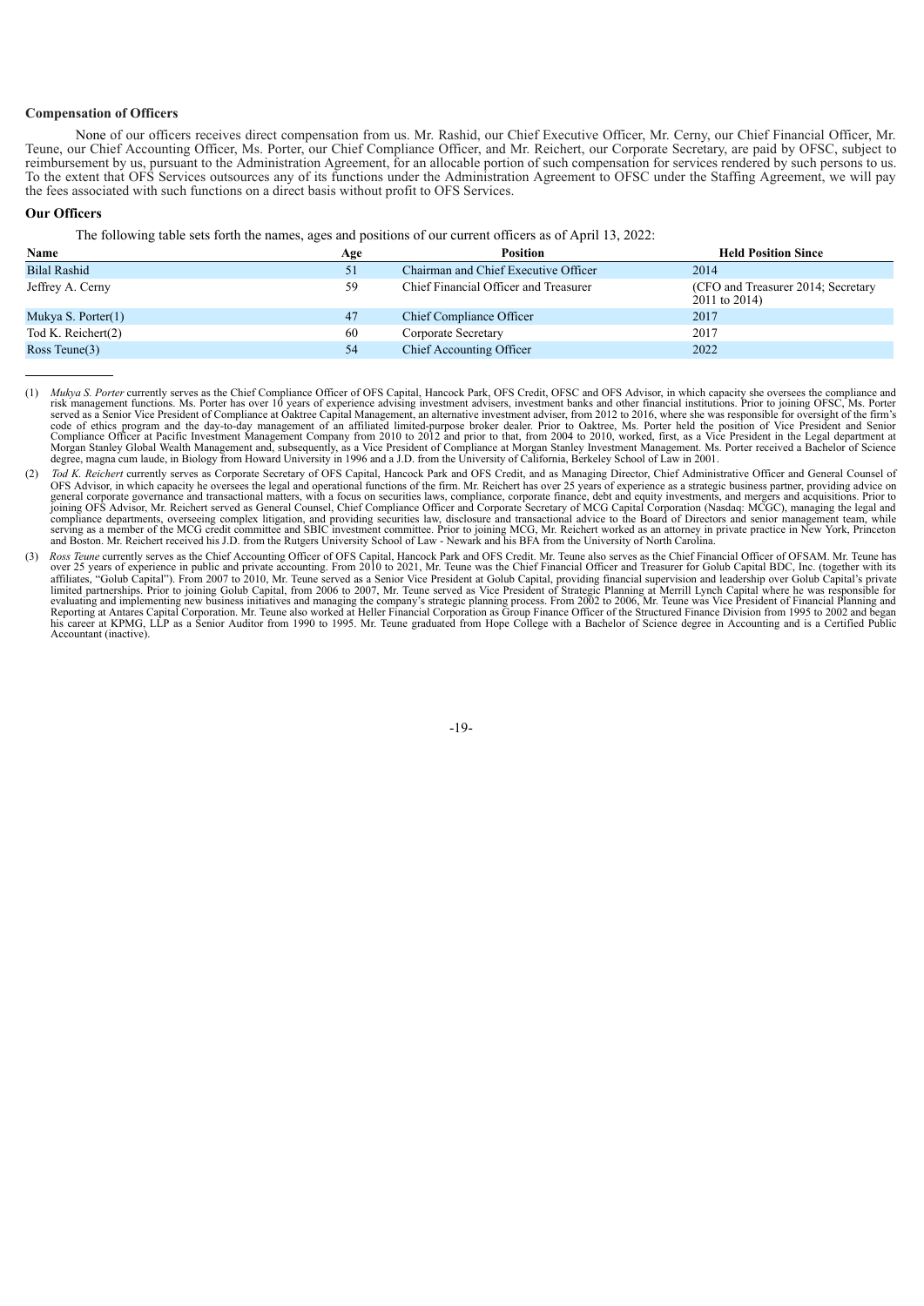**Compensation of Officers**

None of our officers receives direct compensation from us. Mr. Rashid, our Chief Executive Officer, Mr. Cerny, our Chief Financial Officer, Mr. Teune, our Chief Accounting Officer, Ms. Porter, our Chief Compliance Officer, and Mr. Reichert, our Corporate Secretary, are paid by OFSC, subject to reimbursement by us, pursuant to the Administration Agreement, for an allocable portion of such compensation for services rendered by such persons to us. To the extent that OFS Services outsources any of its functions under the Administration Agreement to OFSC under the Staffing Agreement, we will pay the fees associated with such functions on a direct basis without profit to OFS Services.

**Our Officers**

The following table sets forth the names, ages and positions of our current officers as of April 13, 2022:

| Name | Age | Position | Held Position Since |
|---|---|---|---|
| Bilal Rashid | 51 | Chairman and Chief Executive Officer | 2014 |
| Jeffrey A. Cerny | 59 | Chief Financial Officer and Treasurer | (CFO and Treasurer 2014; Secretary 2011 to 2014) |
| Mukya S. Porter(1) | 47 | Chief Compliance Officer | 2017 |
| Tod K. Reichert(2) | 60 | Corporate Secretary | 2017 |
| Ross Teune(3) | 54 | Chief Accounting Officer | 2022 |

(1) *Mukya S. Porter* currently serves as the Chief Compliance Officer of OFS Capital, Hancock Park, OFS Credit, OFSC and OFS Advisor, in which capacity she oversees the compliance and risk management functions. Ms. Porter has over 10 years of experience advising investment advisers, investment banks and other financial institutions. Prior to joining OFSC, Ms. Porter served as a Senior Vice President of Compliance at Oaktree Capital Management, an alternative investment adviser, from 2012 to 2016, where she was responsible for oversight of the firm's code of ethics program and the day-to-day management of an affiliated limited-purpose broker dealer. Prior to Oaktree, Ms. Porter held the position of Vice President and Senior Compliance Officer at Pacific Investment Management Company from 2010 to 2012 and prior to that, from 2004 to 2010, worked, first, as a Vice President in the Legal department at Morgan Stanley Global Wealth Management and, subsequently, as a Vice President of Compliance at Morgan Stanley Investment Management. Ms. Porter received a Bachelor of Science degree, magna cum laude, in Biology from Howard University in 1996 and a J.D. from the University of California, Berkeley School of Law in 2001.

(2) *Tod K. Reichert* currently serves as Corporate Secretary of OFS Capital, Hancock Park and OFS Credit, and as Managing Director, Chief Administrative Officer and General Counsel of OFS Advisor, in which capacity he oversees the legal and operational functions of the firm. Mr. Reichert has over 25 years of experience as a strategic business partner, providing advice on general corporate governance and transactional matters, with a focus on securities laws, compliance, corporate finance, debt and equity investments, and mergers and acquisitions. Prior to joining OFS Advisor, Mr. Reichert served as General Counsel, Chief Compliance Officer and Corporate Secretary of MCG Capital Corporation (Nasdaq: MCGC), managing the legal and compliance departments, overseeing complex litigation, and providing securities law, disclosure and transactional advice to the Board of Directors and senior management team, while serving as a member of the MCG credit committee and SBIC investment committee. Prior to joining MCG, Mr. Reichert worked as an attorney in private practice in New York, Princeton and Boston. Mr. Reichert received his J.D. from the Rutgers University School of Law - Newark and his BFA from the University of North Carolina.

(3) *Ross Teune* currently serves as the Chief Accounting Officer of OFS Capital, Hancock Park and OFS Credit. Mr. Teune also serves as the Chief Financial Officer of OFSAM. Mr. Teune has over 25 years of experience in public and private accounting. From 2010 to 2021, Mr. Teune was the Chief Financial Officer and Treasurer for Golub Capital BDC, Inc. (together with its affiliates, "Golub Capital"). From 2007 to 2010, Mr. Teune served as a Senior Vice President at Golub Capital, providing financial supervision and leadership over Golub Capital's private limited partnerships. Prior to joining Golub Capital, from 2006 to 2007, Mr. Teune served as Vice President of Strategic Planning at Merrill Lynch Capital where he was responsible for evaluating and implementing new business initiatives and managing the company's strategic planning process. From 2002 to 2006, Mr. Teune was Vice President of Financial Planning and Reporting at Antares Capital Corporation. Mr. Teune also worked at Heller Financial Corporation as Group Finance Officer of the Structured Finance Division from 1995 to 2002 and began his career at KPMG, LLP as a Senior Auditor from 1990 to 1995. Mr. Teune graduated from Hope College with a Bachelor of Science degree in Accounting and is a Certified Public Accountant (inactive).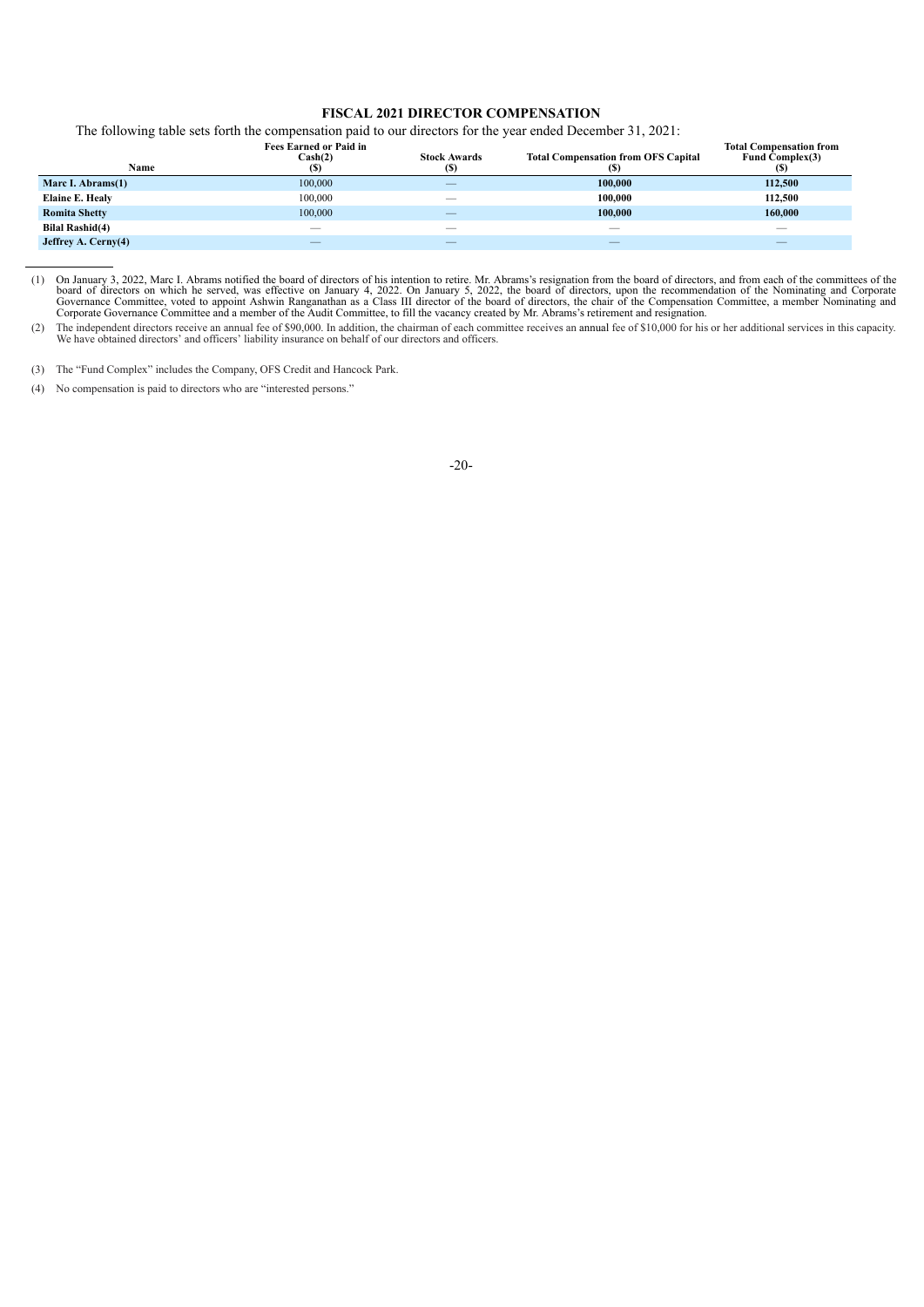## FISCAL 2021 DIRECTOR COMPENSATION

The following table sets forth the compensation paid to our directors for the year ended December 31, 2021:

| Name | Fees Earned or Paid in Cash(2) ($) | Stock Awards ($) | Total Compensation from OFS Capital ($) | Total Compensation from Fund Complex(3) ($) |
|---|---|---|---|---|
| **Marc I. Abrams(1)** | 100,000 | — | **100,000** | **112,500** |
| **Elaine E. Healy** | 100,000 | — | **100,000** | **112,500** |
| **Romita Shetty** | 100,000 | — | **100,000** | **160,000** |
| **Bilal Rashid(4)** | — | — | — | — |
| **Jeffrey A. Cerny(4)** | — | — | — | — |

(1) On January 3, 2022, Marc I. Abrams notified the board of directors of his intention to retire. Mr. Abrams's resignation from the board of directors, and from each of the committees of the board of directors on which he served, was effective on January 4, 2022. On January 5, 2022, the board of directors, upon the recommendation of the Nominating and Corporate Governance Committee, voted to appoint Ashwin Ranganathan as a Class III director of the board of directors, the chair of the Compensation Committee, a member Nominating and Corporate Governance Committee and a member of the Audit Committee, to fill the vacancy created by Mr. Abrams's retirement and resignation.

(2) The independent directors receive an annual fee of $90,000. In addition, the chairman of each committee receives an annual fee of $10,000 for his or her additional services in this capacity. We have obtained directors' and officers' liability insurance on behalf of our directors and officers.

(3) The "Fund Complex" includes the Company, OFS Credit and Hancock Park.

(4) No compensation is paid to directors who are "interested persons."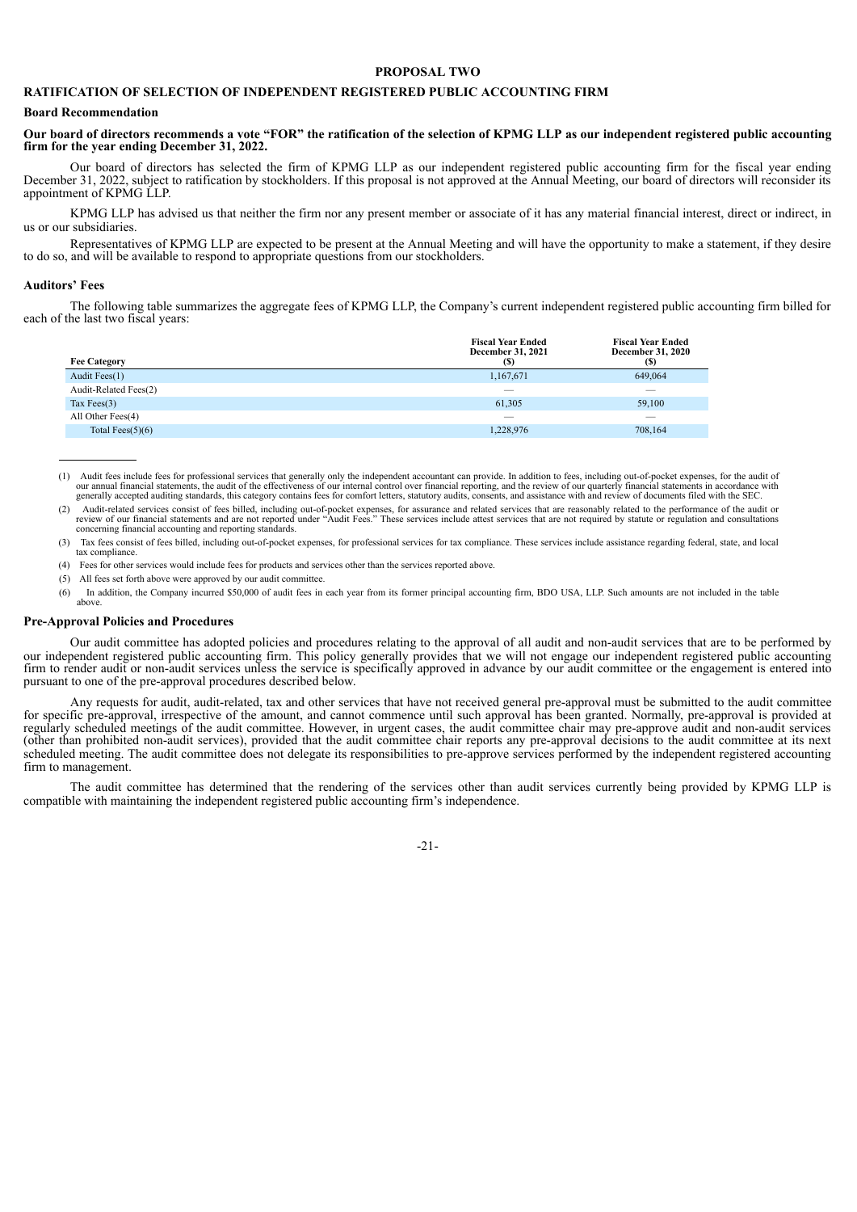## PROPOSAL TWO

## RATIFICATION OF SELECTION OF INDEPENDENT REGISTERED PUBLIC ACCOUNTING FIRM

### Board Recommendation

**Our board of directors recommends a vote "FOR" the ratification of the selection of KPMG LLP as our independent registered public accounting firm for the year ending December 31, 2022.**

Our board of directors has selected the firm of KPMG LLP as our independent registered public accounting firm for the fiscal year ending December 31, 2022, subject to ratification by stockholders. If this proposal is not approved at the Annual Meeting, our board of directors will reconsider its appointment of KPMG LLP.

KPMG LLP has advised us that neither the firm nor any present member or associate of it has any material financial interest, direct or indirect, in us or our subsidiaries.

Representatives of KPMG LLP are expected to be present at the Annual Meeting and will have the opportunity to make a statement, if they desire to do so, and will be available to respond to appropriate questions from our stockholders.

### Auditors' Fees

The following table summarizes the aggregate fees of KPMG LLP, the Company's current independent registered public accounting firm billed for each of the last two fiscal years:

| Fee Category | Fiscal Year Ended December 31, 2021 ($) | Fiscal Year Ended December 31, 2020 ($) |
|---|---|---|
| Audit Fees(1) | 1,167,671 | 649,064 |
| Audit-Related Fees(2) | — | — |
| Tax Fees(3) | 61,305 | 59,100 |
| All Other Fees(4) | — | — |
| Total Fees(5)(6) | 1,228,976 | 708,164 |

(1) Audit fees include fees for professional services that generally only the independent accountant can provide. In addition to fees, including out-of-pocket expenses, for the audit of our annual financial statements, the audit of the effectiveness of our internal control over financial reporting, and the review of our quarterly financial statements in accordance with generally accepted auditing standards, this category contains fees for comfort letters, statutory audits, consents, and assistance with and review of documents filed with the SEC.

(2) Audit-related services consist of fees billed, including out-of-pocket expenses, for assurance and related services that are reasonably related to the performance of the audit or review of our financial statements and are not reported under "Audit Fees." These services include attest services that are not required by statute or regulation and consultations concerning financial accounting and reporting standards.

(3) Tax fees consist of fees billed, including out-of-pocket expenses, for professional services for tax compliance. These services include assistance regarding federal, state, and local tax compliance.

(4) Fees for other services would include fees for products and services other than the services reported above.

(5) All fees set forth above were approved by our audit committee.

(6) In addition, the Company incurred $50,000 of audit fees in each year from its former principal accounting firm, BDO USA, LLP. Such amounts are not included in the table above.

### Pre-Approval Policies and Procedures

Our audit committee has adopted policies and procedures relating to the approval of all audit and non-audit services that are to be performed by our independent registered public accounting firm. This policy generally provides that we will not engage our independent registered public accounting firm to render audit or non-audit services unless the service is specifically approved in advance by our audit committee or the engagement is entered into pursuant to one of the pre-approval procedures described below.

Any requests for audit, audit-related, tax and other services that have not received general pre-approval must be submitted to the audit committee for specific pre-approval, irrespective of the amount, and cannot commence until such approval has been granted. Normally, pre-approval is provided at regularly scheduled meetings of the audit committee. However, in urgent cases, the audit committee chair may pre-approve audit and non-audit services (other than prohibited non-audit services), provided that the audit committee chair reports any pre-approval decisions to the audit committee at its next scheduled meeting. The audit committee does not delegate its responsibilities to pre-approve services performed by the independent registered accounting firm to management.

The audit committee has determined that the rendering of the services other than audit services currently being provided by KPMG LLP is compatible with maintaining the independent registered public accounting firm's independence.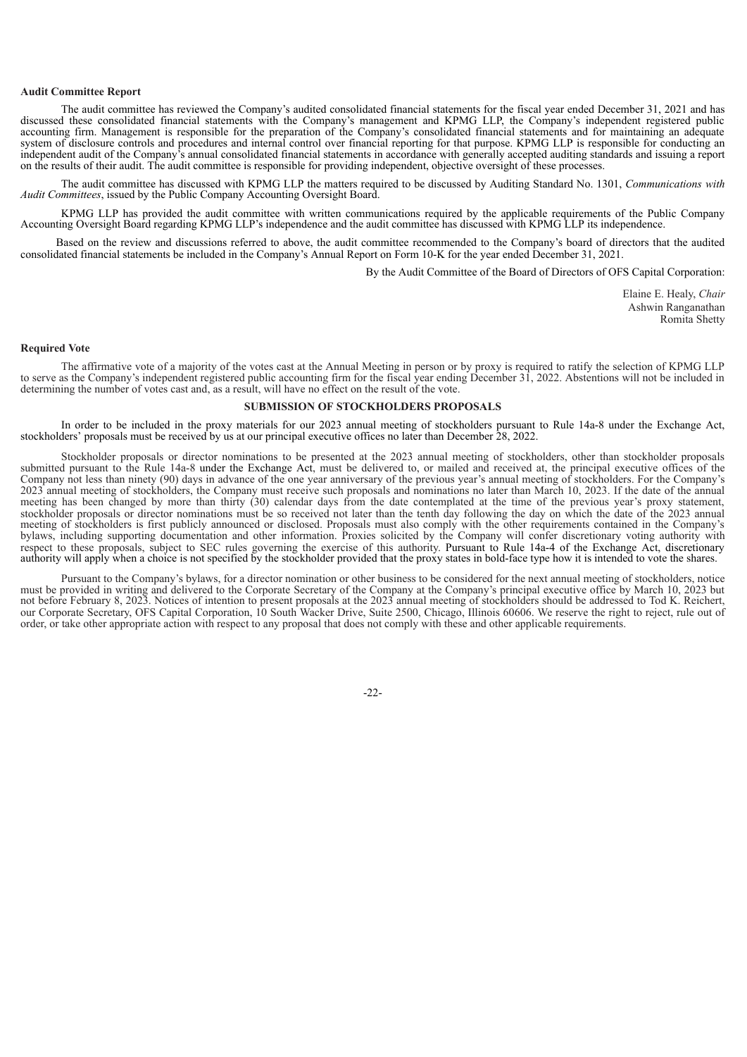**Audit Committee Report**

The audit committee has reviewed the Company's audited consolidated financial statements for the fiscal year ended December 31, 2021 and has discussed these consolidated financial statements with the Company's management and KPMG LLP, the Company's independent registered public accounting firm. Management is responsible for the preparation of the Company's consolidated financial statements and for maintaining an adequate system of disclosure controls and procedures and internal control over financial reporting for that purpose. KPMG LLP is responsible for conducting an independent audit of the Company's annual consolidated financial statements in accordance with generally accepted auditing standards and issuing a report on the results of their audit. The audit committee is responsible for providing independent, objective oversight of these processes.

The audit committee has discussed with KPMG LLP the matters required to be discussed by Auditing Standard No. 1301, *Communications with Audit Committees*, issued by the Public Company Accounting Oversight Board.

KPMG LLP has provided the audit committee with written communications required by the applicable requirements of the Public Company Accounting Oversight Board regarding KPMG LLP's independence and the audit committee has discussed with KPMG LLP its independence.

Based on the review and discussions referred to above, the audit committee recommended to the Company's board of directors that the audited consolidated financial statements be included in the Company's Annual Report on Form 10-K for the year ended December 31, 2021.

By the Audit Committee of the Board of Directors of OFS Capital Corporation:

Elaine E. Healy, *Chair*
Ashwin Ranganathan
Romita Shetty

**Required Vote**

The affirmative vote of a majority of the votes cast at the Annual Meeting in person or by proxy is required to ratify the selection of KPMG LLP to serve as the Company's independent registered public accounting firm for the fiscal year ending December 31, 2022. Abstentions will not be included in determining the number of votes cast and, as a result, will have no effect on the result of the vote.

## SUBMISSION OF STOCKHOLDERS PROPOSALS

In order to be included in the proxy materials for our 2023 annual meeting of stockholders pursuant to Rule 14a-8 under the Exchange Act, stockholders' proposals must be received by us at our principal executive offices no later than December 28, 2022.

Stockholder proposals or director nominations to be presented at the 2023 annual meeting of stockholders, other than stockholder proposals submitted pursuant to the Rule 14a-8 under the Exchange Act, must be delivered to, or mailed and received at, the principal executive offices of the Company not less than ninety (90) days in advance of the one year anniversary of the previous year's annual meeting of stockholders. For the Company's 2023 annual meeting of stockholders, the Company must receive such proposals and nominations no later than March 10, 2023. If the date of the annual meeting has been changed by more than thirty (30) calendar days from the date contemplated at the time of the previous year's proxy statement, stockholder proposals or director nominations must be so received not later than the tenth day following the day on which the date of the 2023 annual meeting of stockholders is first publicly announced or disclosed. Proposals must also comply with the other requirements contained in the Company's bylaws, including supporting documentation and other information. Proxies solicited by the Company will confer discretionary voting authority with respect to these proposals, subject to SEC rules governing the exercise of this authority. Pursuant to Rule 14a-4 of the Exchange Act, discretionary authority will apply when a choice is not specified by the stockholder provided that the proxy states in bold-face type how it is intended to vote the shares.

Pursuant to the Company's bylaws, for a director nomination or other business to be considered for the next annual meeting of stockholders, notice must be provided in writing and delivered to the Corporate Secretary of the Company at the Company's principal executive office by March 10, 2023 but not before February 8, 2023. Notices of intention to present proposals at the 2023 annual meeting of stockholders should be addressed to Tod K. Reichert, our Corporate Secretary, OFS Capital Corporation, 10 South Wacker Drive, Suite 2500, Chicago, Illinois 60606. We reserve the right to reject, rule out of order, or take other appropriate action with respect to any proposal that does not comply with these and other applicable requirements.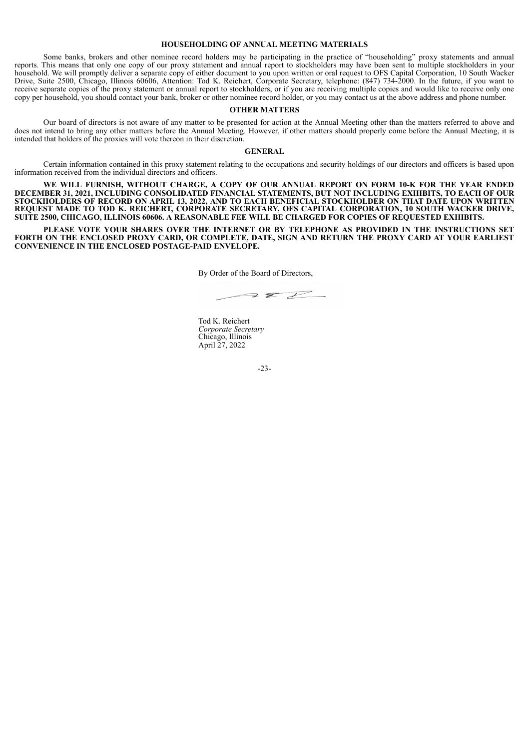## HOUSEHOLDING OF ANNUAL MEETING MATERIALS

Some banks, brokers and other nominee record holders may be participating in the practice of "householding" proxy statements and annual reports. This means that only one copy of our proxy statement and annual report to stockholders may have been sent to multiple stockholders in your household. We will promptly deliver a separate copy of either document to you upon written or oral request to OFS Capital Corporation, 10 South Wacker Drive, Suite 2500, Chicago, Illinois 60606, Attention: Tod K. Reichert, Corporate Secretary, telephone: (847) 734-2000. In the future, if you want to receive separate copies of the proxy statement or annual report to stockholders, or if you are receiving multiple copies and would like to receive only one copy per household, you should contact your bank, broker or other nominee record holder, or you may contact us at the above address and phone number.

## OTHER MATTERS

Our board of directors is not aware of any matter to be presented for action at the Annual Meeting other than the matters referred to above and does not intend to bring any other matters before the Annual Meeting. However, if other matters should properly come before the Annual Meeting, it is intended that holders of the proxies will vote thereon in their discretion.

## GENERAL

Certain information contained in this proxy statement relating to the occupations and security holdings of our directors and officers is based upon information received from the individual directors and officers.

**WE WILL FURNISH, WITHOUT CHARGE, A COPY OF OUR ANNUAL REPORT ON FORM 10-K FOR THE YEAR ENDED DECEMBER 31, 2021, INCLUDING CONSOLIDATED FINANCIAL STATEMENTS, BUT NOT INCLUDING EXHIBITS, TO EACH OF OUR STOCKHOLDERS OF RECORD ON APRIL 13, 2022, AND TO EACH BENEFICIAL STOCKHOLDER ON THAT DATE UPON WRITTEN REQUEST MADE TO TOD K. REICHERT, CORPORATE SECRETARY, OFS CAPITAL CORPORATION, 10 SOUTH WACKER DRIVE, SUITE 2500, CHICAGO, ILLINOIS 60606. A REASONABLE FEE WILL BE CHARGED FOR COPIES OF REQUESTED EXHIBITS.**

**PLEASE VOTE YOUR SHARES OVER THE INTERNET OR BY TELEPHONE AS PROVIDED IN THE INSTRUCTIONS SET FORTH ON THE ENCLOSED PROXY CARD, OR COMPLETE, DATE, SIGN AND RETURN THE PROXY CARD AT YOUR EARLIEST CONVENIENCE IN THE ENCLOSED POSTAGE-PAID ENVELOPE.**

By Order of the Board of Directors,

Tod K. Reichert
*Corporate Secretary*
Chicago, Illinois
April 27, 2022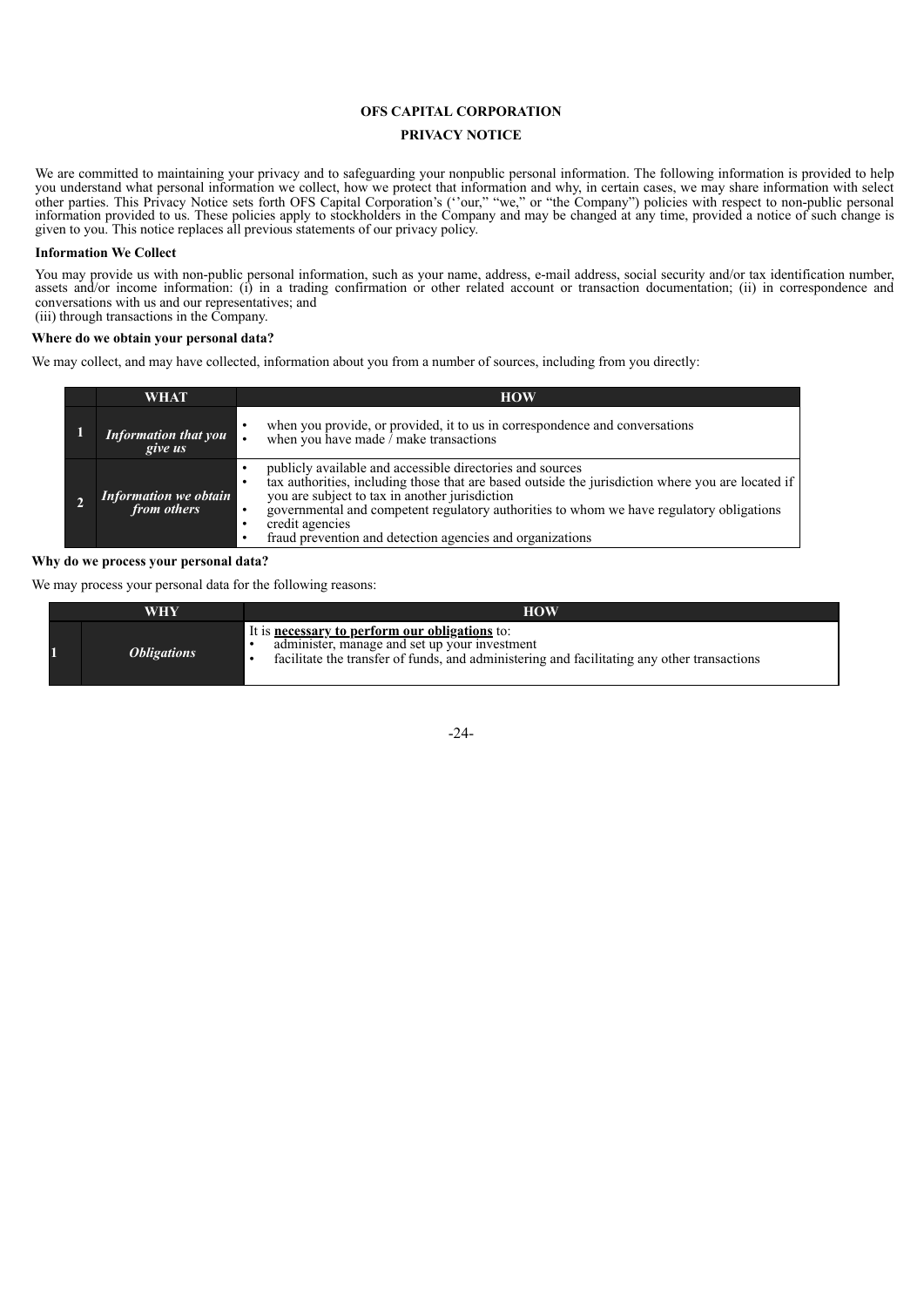# OFS CAPITAL CORPORATION

## PRIVACY NOTICE

We are committed to maintaining your privacy and to safeguarding your nonpublic personal information. The following information is provided to help you understand what personal information we collect, how we protect that information and why, in certain cases, we may share information with select other parties. This Privacy Notice sets forth OFS Capital Corporation's (''our," "we," or "the Company") policies with respect to non-public personal information provided to us. These policies apply to stockholders in the Company and may be changed at any time, provided a notice of such change is given to you. This notice replaces all previous statements of our privacy policy.

**Information We Collect**

You may provide us with non-public personal information, such as your name, address, e-mail address, social security and/or tax identification number, assets and/or income information: (i) in a trading confirmation or other related account or transaction documentation; (ii) in correspondence and conversations with us and our representatives; and
(iii) through transactions in the Company.

**Where do we obtain your personal data?**

We may collect, and may have collected, information about you from a number of sources, including from you directly:

| | WHAT | HOW |
|---|---|---|
| 1 | ***Information that you give us*** | • when you provide, or provided, it to us in correspondence and conversations<br>• when you have made / make transactions |
| 2 | ***Information we obtain from others*** | • publicly available and accessible directories and sources<br>• tax authorities, including those that are based outside the jurisdiction where you are located if you are subject to tax in another jurisdiction<br>• governmental and competent regulatory authorities to whom we have regulatory obligations<br>• credit agencies<br>• fraud prevention and detection agencies and organizations |

**Why do we process your personal data?**

We may process your personal data for the following reasons:

| | WHY | HOW |
|---|---|---|
| 1 | ***Obligations*** | It is **necessary to perform our obligations** to:<br>• administer, manage and set up your investment<br>• facilitate the transfer of funds, and administering and facilitating any other transactions |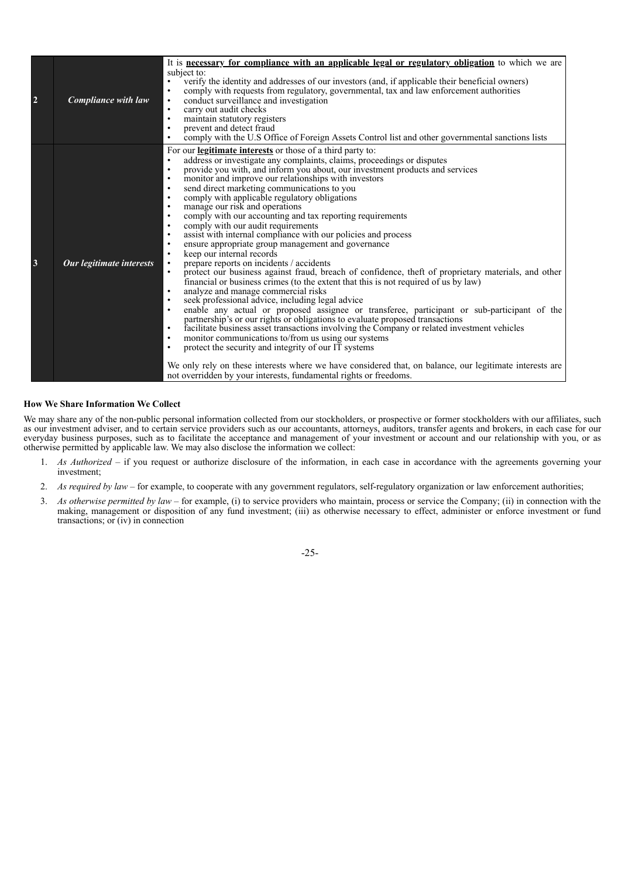| | | |
|---|---|---|
| **2** | ***Compliance with law*** | It is **<u>necessary for compliance with an applicable legal or regulatory obligation</u>** to which we are subject to:<br>• verify the identity and addresses of our investors (and, if applicable their beneficial owners)<br>• comply with requests from regulatory, governmental, tax and law enforcement authorities<br>• conduct surveillance and investigation<br>• carry out audit checks<br>• maintain statutory registers<br>• prevent and detect fraud<br>• comply with the U.S Office of Foreign Assets Control list and other governmental sanctions lists |
| **3** | ***Our legitimate interests*** | For our **<u>legitimate interests</u>** or those of a third party to:<br>• address or investigate any complaints, claims, proceedings or disputes<br>• provide you with, and inform you about, our investment products and services<br>• monitor and improve our relationships with investors<br>• send direct marketing communications to you<br>• comply with applicable regulatory obligations<br>• manage our risk and operations<br>• comply with our accounting and tax reporting requirements<br>• comply with our audit requirements<br>• assist with internal compliance with our policies and process<br>• ensure appropriate group management and governance<br>• keep our internal records<br>• prepare reports on incidents / accidents<br>• protect our business against fraud, breach of confidence, theft of proprietary materials, and other financial or business crimes (to the extent that this is not required of us by law)<br>• analyze and manage commercial risks<br>• seek professional advice, including legal advice<br>• enable any actual or proposed assignee or transferee, participant or sub-participant of the partnership's or our rights or obligations to evaluate proposed transactions<br>• facilitate business asset transactions involving the Company or related investment vehicles<br>• monitor communications to/from us using our systems<br>• protect the security and integrity of our IT systems<br><br>We only rely on these interests where we have considered that, on balance, our legitimate interests are not overridden by your interests, fundamental rights or freedoms. |

**How We Share Information We Collect**

We may share any of the non-public personal information collected from our stockholders, or prospective or former stockholders with our affiliates, such as our investment adviser, and to certain service providers such as our accountants, attorneys, auditors, transfer agents and brokers, in each case for our everyday business purposes, such as to facilitate the acceptance and management of your investment or account and our relationship with you, or as otherwise permitted by applicable law. We may also disclose the information we collect:

1. *As Authorized* – if you request or authorize disclosure of the information, in each case in accordance with the agreements governing your investment;
2. *As required by law* – for example, to cooperate with any government regulators, self-regulatory organization or law enforcement authorities;
3. *As otherwise permitted by law* – for example, (i) to service providers who maintain, process or service the Company; (ii) in connection with the making, management or disposition of any fund investment; (iii) as otherwise necessary to effect, administer or enforce investment or fund transactions; or (iv) in connection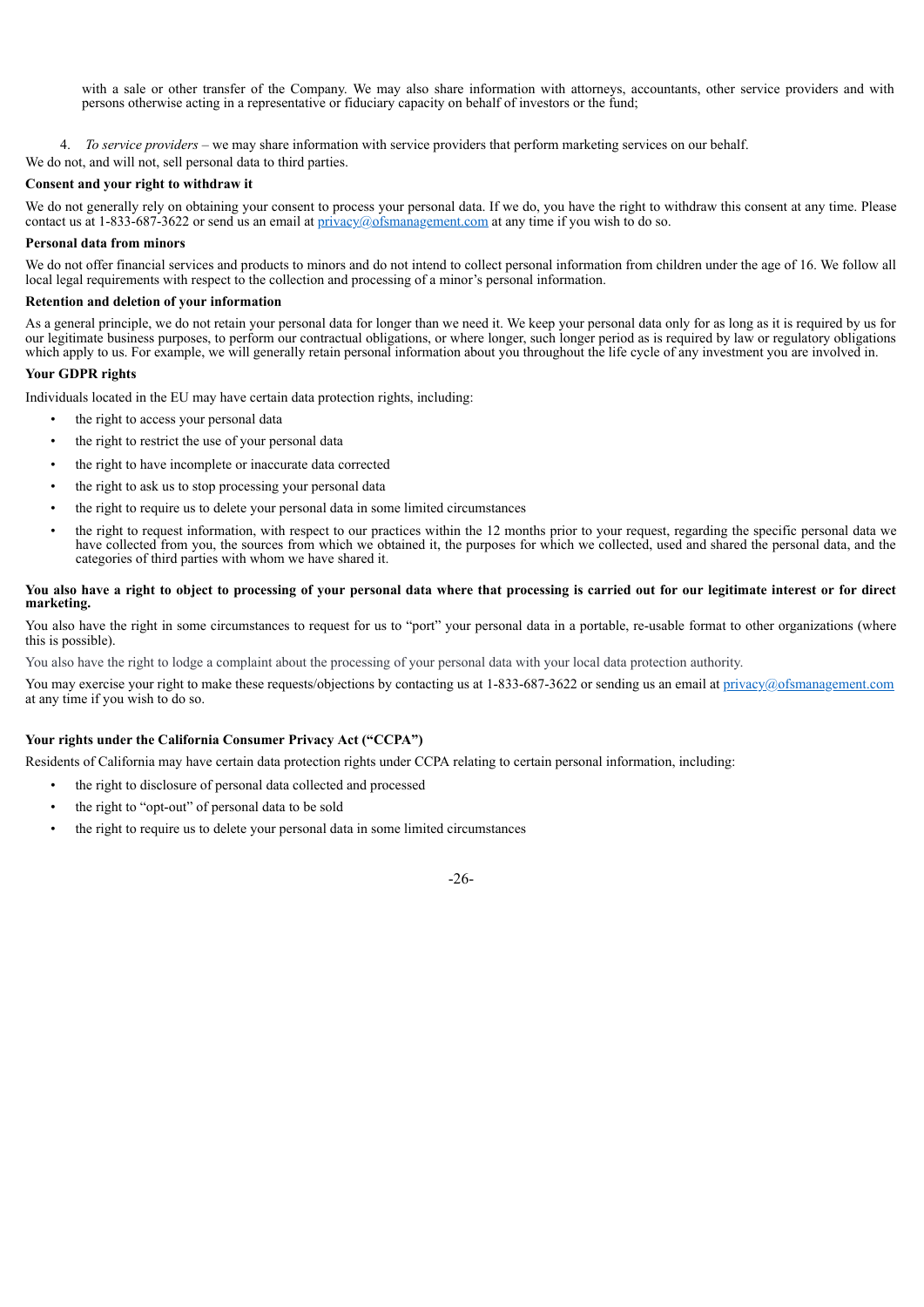with a sale or other transfer of the Company. We may also share information with attorneys, accountants, other service providers and with persons otherwise acting in a representative or fiduciary capacity on behalf of investors or the fund;

4. *To service providers* – we may share information with service providers that perform marketing services on our behalf.

We do not, and will not, sell personal data to third parties.

**Consent and your right to withdraw it**

We do not generally rely on obtaining your consent to process your personal data. If we do, you have the right to withdraw this consent at any time. Please contact us at 1-833-687-3622 or send us an email at privacy@ofsmanagement.com at any time if you wish to do so.

**Personal data from minors**

We do not offer financial services and products to minors and do not intend to collect personal information from children under the age of 16. We follow all local legal requirements with respect to the collection and processing of a minor's personal information.

**Retention and deletion of your information**

As a general principle, we do not retain your personal data for longer than we need it. We keep your personal data only for as long as it is required by us for our legitimate business purposes, to perform our contractual obligations, or where longer, such longer period as is required by law or regulatory obligations which apply to us. For example, we will generally retain personal information about you throughout the life cycle of any investment you are involved in.

**Your GDPR rights**

Individuals located in the EU may have certain data protection rights, including:

- the right to access your personal data
- the right to restrict the use of your personal data
- the right to have incomplete or inaccurate data corrected
- the right to ask us to stop processing your personal data
- the right to require us to delete your personal data in some limited circumstances
- the right to request information, with respect to our practices within the 12 months prior to your request, regarding the specific personal data we have collected from you, the sources from which we obtained it, the purposes for which we collected, used and shared the personal data, and the categories of third parties with whom we have shared it.

**You also have a right to object to processing of your personal data where that processing is carried out for our legitimate interest or for direct marketing.**

You also have the right in some circumstances to request for us to "port" your personal data in a portable, re-usable format to other organizations (where this is possible).

You also have the right to lodge a complaint about the processing of your personal data with your local data protection authority.

You may exercise your right to make these requests/objections by contacting us at 1-833-687-3622 or sending us an email at privacy@ofsmanagement.com at any time if you wish to do so.

**Your rights under the California Consumer Privacy Act ("CCPA")**

Residents of California may have certain data protection rights under CCPA relating to certain personal information, including:

- the right to disclosure of personal data collected and processed
- the right to "opt-out" of personal data to be sold
- the right to require us to delete your personal data in some limited circumstances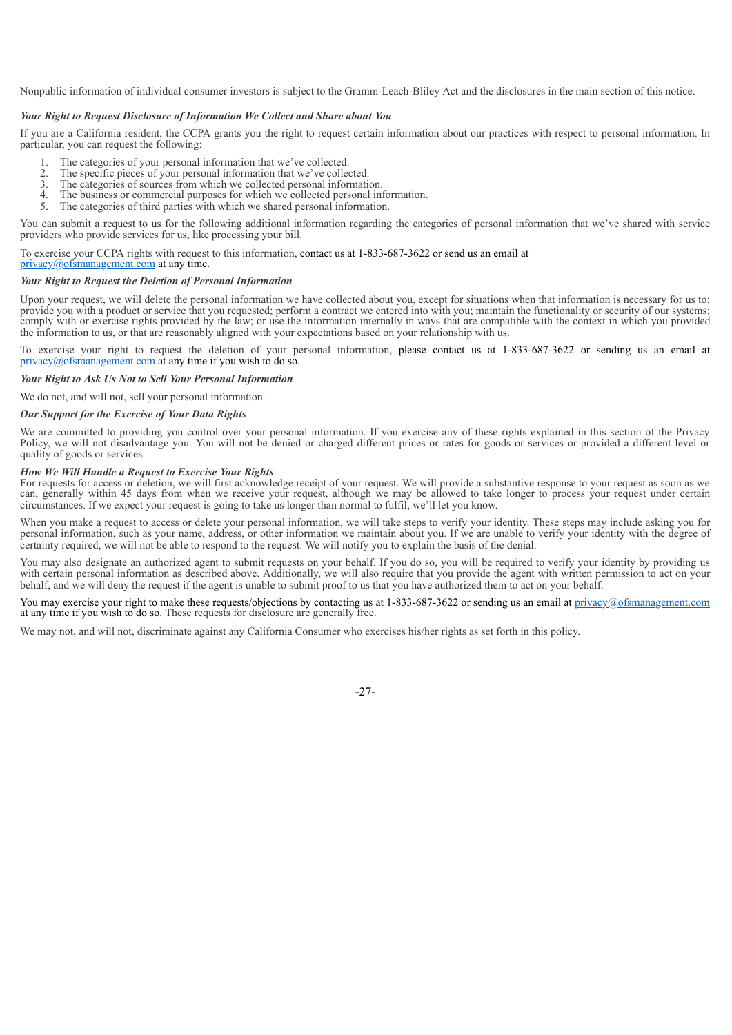Nonpublic information of individual consumer investors is subject to the Gramm-Leach-Bliley Act and the disclosures in the main section of this notice.

***Your Right to Request Disclosure of Information We Collect and Share about You***

If you are a California resident, the CCPA grants you the right to request certain information about our practices with respect to personal information. In particular, you can request the following:

1. The categories of your personal information that we've collected.
2. The specific pieces of your personal information that we've collected.
3. The categories of sources from which we collected personal information.
4. The business or commercial purposes for which we collected personal information.
5. The categories of third parties with which we shared personal information.

You can submit a request to us for the following additional information regarding the categories of personal information that we've shared with service providers who provide services for us, like processing your bill.

To exercise your CCPA rights with request to this information, contact us at 1-833-687-3622 or send us an email at privacy@ofsmanagement.com at any time.

***Your Right to Request the Deletion of Personal Information***

Upon your request, we will delete the personal information we have collected about you, except for situations when that information is necessary for us to: provide you with a product or service that you requested; perform a contract we entered into with you; maintain the functionality or security of our systems; comply with or exercise rights provided by the law; or use the information internally in ways that are compatible with the context in which you provided the information to us, or that are reasonably aligned with your expectations based on your relationship with us.

To exercise your right to request the deletion of your personal information, please contact us at 1-833-687-3622 or sending us an email at privacy@ofsmanagement.com at any time if you wish to do so.

***Your Right to Ask Us Not to Sell Your Personal Information***

We do not, and will not, sell your personal information.

***Our Support for the Exercise of Your Data Rights***

We are committed to providing you control over your personal information. If you exercise any of these rights explained in this section of the Privacy Policy, we will not disadvantage you. You will not be denied or charged different prices or rates for goods or services or provided a different level or quality of goods or services.

***How We Will Handle a Request to Exercise Your Rights***

For requests for access or deletion, we will first acknowledge receipt of your request. We will provide a substantive response to your request as soon as we can, generally within 45 days from when we receive your request, although we may be allowed to take longer to process your request under certain circumstances. If we expect your request is going to take us longer than normal to fulfil, we'll let you know.

When you make a request to access or delete your personal information, we will take steps to verify your identity. These steps may include asking you for personal information, such as your name, address, or other information we maintain about you. If we are unable to verify your identity with the degree of certainty required, we will not be able to respond to the request. We will notify you to explain the basis of the denial.

You may also designate an authorized agent to submit requests on your behalf. If you do so, you will be required to verify your identity by providing us with certain personal information as described above. Additionally, we will also require that you provide the agent with written permission to act on your behalf, and we will deny the request if the agent is unable to submit proof to us that you have authorized them to act on your behalf.

You may exercise your right to make these requests/objections by contacting us at 1-833-687-3622 or sending us an email at privacy@ofsmanagement.com at any time if you wish to do so. These requests for disclosure are generally free.

We may not, and will not, discriminate against any California Consumer who exercises his/her rights as set forth in this policy.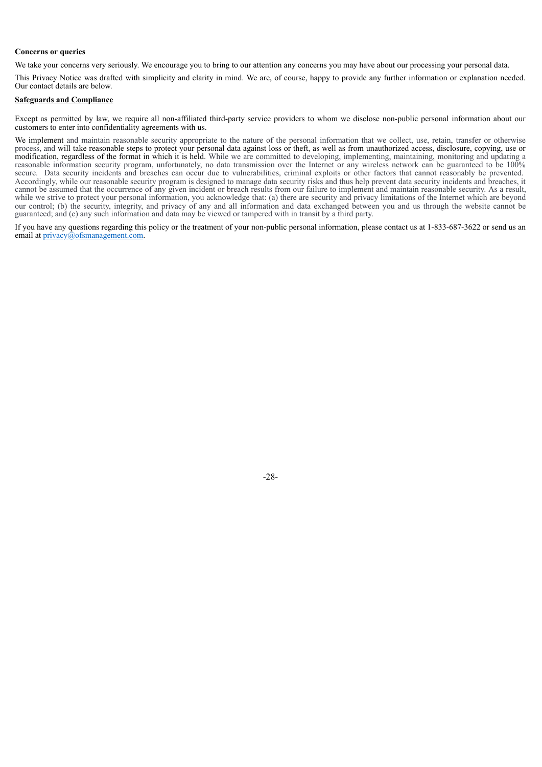**Concerns or queries**

We take your concerns very seriously. We encourage you to bring to our attention any concerns you may have about our processing your personal data.

This Privacy Notice was drafted with simplicity and clarity in mind. We are, of course, happy to provide any further information or explanation needed. Our contact details are below.

**Safeguards and Compliance**

Except as permitted by law, we require all non-affiliated third-party service providers to whom we disclose non-public personal information about our customers to enter into confidentiality agreements with us.

We implement and maintain reasonable security appropriate to the nature of the personal information that we collect, use, retain, transfer or otherwise process, and will take reasonable steps to protect your personal data against loss or theft, as well as from unauthorized access, disclosure, copying, use or modification, regardless of the format in which it is held. While we are committed to developing, implementing, maintaining, monitoring and updating a reasonable information security program, unfortunately, no data transmission over the Internet or any wireless network can be guaranteed to be 100% secure. Data security incidents and breaches can occur due to vulnerabilities, criminal exploits or other factors that cannot reasonably be prevented. Accordingly, while our reasonable security program is designed to manage data security risks and thus help prevent data security incidents and breaches, it cannot be assumed that the occurrence of any given incident or breach results from our failure to implement and maintain reasonable security. As a result, while we strive to protect your personal information, you acknowledge that: (a) there are security and privacy limitations of the Internet which are beyond our control; (b) the security, integrity, and privacy of any and all information and data exchanged between you and us through the website cannot be guaranteed; and (c) any such information and data may be viewed or tampered with in transit by a third party.

If you have any questions regarding this policy or the treatment of your non-public personal information, please contact us at 1-833-687-3622 or send us an email at privacy@ofsmanagement.com.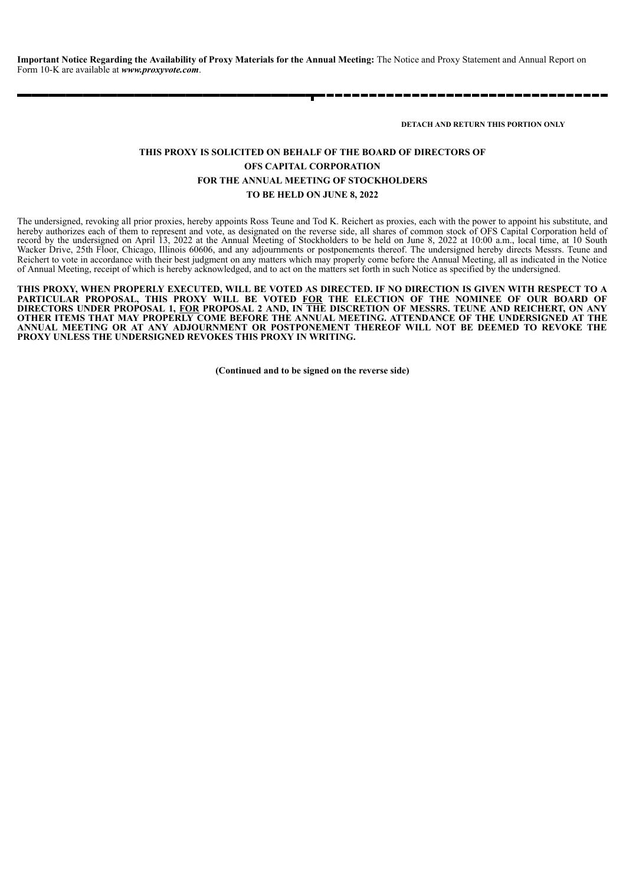**Important Notice Regarding the Availability of Proxy Materials for the Annual Meeting:** The Notice and Proxy Statement and Annual Report on Form 10-K are available at ***www.proxyvote.com***.

---

**DETACH AND RETURN THIS PORTION ONLY**

**THIS PROXY IS SOLICITED ON BEHALF OF THE BOARD OF DIRECTORS OF**

**OFS CAPITAL CORPORATION**

**FOR THE ANNUAL MEETING OF STOCKHOLDERS**

**TO BE HELD ON JUNE 8, 2022**

The undersigned, revoking all prior proxies, hereby appoints Ross Teune and Tod K. Reichert as proxies, each with the power to appoint his substitute, and hereby authorizes each of them to represent and vote, as designated on the reverse side, all shares of common stock of OFS Capital Corporation held of record by the undersigned on April 13, 2022 at the Annual Meeting of Stockholders to be held on June 8, 2022 at 10:00 a.m., local time, at 10 South Wacker Drive, 25th Floor, Chicago, Illinois 60606, and any adjournments or postponements thereof. The undersigned hereby directs Messrs. Teune and Reichert to vote in accordance with their best judgment on any matters which may properly come before the Annual Meeting, all as indicated in the Notice of Annual Meeting, receipt of which is hereby acknowledged, and to act on the matters set forth in such Notice as specified by the undersigned.

**THIS PROXY, WHEN PROPERLY EXECUTED, WILL BE VOTED AS DIRECTED. IF NO DIRECTION IS GIVEN WITH RESPECT TO A PARTICULAR PROPOSAL, THIS PROXY WILL BE VOTED FOR THE ELECTION OF THE NOMINEE OF OUR BOARD OF DIRECTORS UNDER PROPOSAL 1, FOR PROPOSAL 2 AND, IN THE DISCRETION OF MESSRS. TEUNE AND REICHERT, ON ANY OTHER ITEMS THAT MAY PROPERLY COME BEFORE THE ANNUAL MEETING. ATTENDANCE OF THE UNDERSIGNED AT THE ANNUAL MEETING OR AT ANY ADJOURNMENT OR POSTPONEMENT THEREOF WILL NOT BE DEEMED TO REVOKE THE PROXY UNLESS THE UNDERSIGNED REVOKES THIS PROXY IN WRITING.**

**(Continued and to be signed on the reverse side)**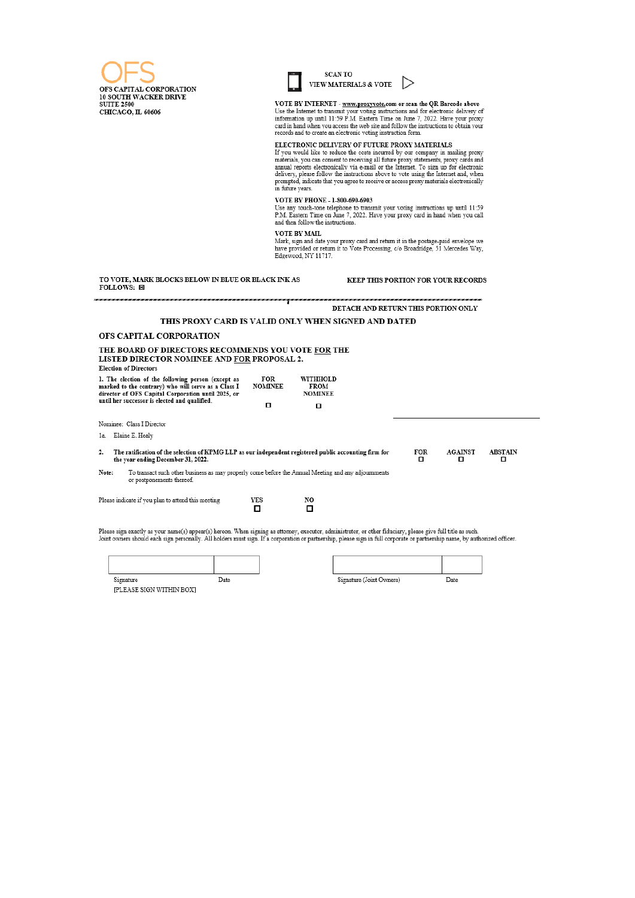OFS

**OFS CAPITAL CORPORATION**
**10 SOUTH WACKER DRIVE**
**SUITE 2500**
**CHICAGO, IL 60606**

SCAN TO
VIEW MATERIALS & VOTE

**VOTE BY INTERNET** - **www.proxyvote.com or scan the QR Barcode above**
Use the Internet to transmit your voting instructions and for electronic delivery of information up until 11:59 P.M. Eastern Time on June 7, 2022. Have your proxy card in hand when you access the web site and follow the instructions to obtain your records and to create an electronic voting instruction form.

**ELECTRONIC DELIVERY OF FUTURE PROXY MATERIALS**
If you would like to reduce the costs incurred by our company in mailing proxy materials, you can consent to receiving all future proxy statements, proxy cards and annual reports electronically via e-mail or the Internet. To sign up for electronic delivery, please follow the instructions above to vote using the Internet and, when prompted, indicate that you agree to receive or access proxy materials electronically in future years.

**VOTE BY PHONE - 1-800-690-6903**
Use any touch-tone telephone to transmit your voting instructions up until 11:59 P.M. Eastern Time on June 7, 2022. Have your proxy card in hand when you call and then follow the instructions.

**VOTE BY MAIL**
Mark, sign and date your proxy card and return it in the postage-paid envelope we have provided or return it to Vote Processing, c/o Broadridge, 51 Mercedes Way, Edgewood, NY 11717.

**TO VOTE, MARK BLOCKS BELOW IN BLUE OR BLACK INK AS FOLLOWS:** ☒

**KEEP THIS PORTION FOR YOUR RECORDS**

**DETACH AND RETURN THIS PORTION ONLY**

**THIS PROXY CARD IS VALID ONLY WHEN SIGNED AND DATED**

**OFS CAPITAL CORPORATION**

**THE BOARD OF DIRECTORS RECOMMENDS YOU VOTE FOR THE LISTED DIRECTOR NOMINEE AND FOR PROPOSAL 2.**

**Election of Directors**

| | FOR NOMINEE | WITHHOLD FROM NOMINEE |
|---|---|---|
| **1. The election of the following person (except as marked to the contrary) who will serve as a Class I director of OFS Capital Corporation until 2025, or until her successor is elected and qualified.** | ☐ | ☐ |

Nominee: Class I Director

1a. Elaine E. Healy

| | FOR | AGAINST | ABSTAIN |
|---|---|---|---|
| **2. The ratification of the selection of KPMG LLP as our independent registered public accounting firm for the year ending December 31, 2022.** | ☐ | ☐ | ☐ |

**Note:** To transact such other business as may properly come before the Annual Meeting and any adjournments or postponements thereof.

| | YES | NO |
|---|---|---|
| Please indicate if you plan to attend this meeting | ☐ | ☐ |

Please sign exactly as your name(s) appear(s) hereon. When signing as attorney, executor, administrator, or other fiduciary, please give full title as such. Joint owners should each sign personally. All holders must sign. If a corporation or partnership, please sign in full corporate or partnership name, by authorized officer.

| Signature [PLEASE SIGN WITHIN BOX] | Date | Signature (Joint Owners) | Date |
|---|---|---|---|